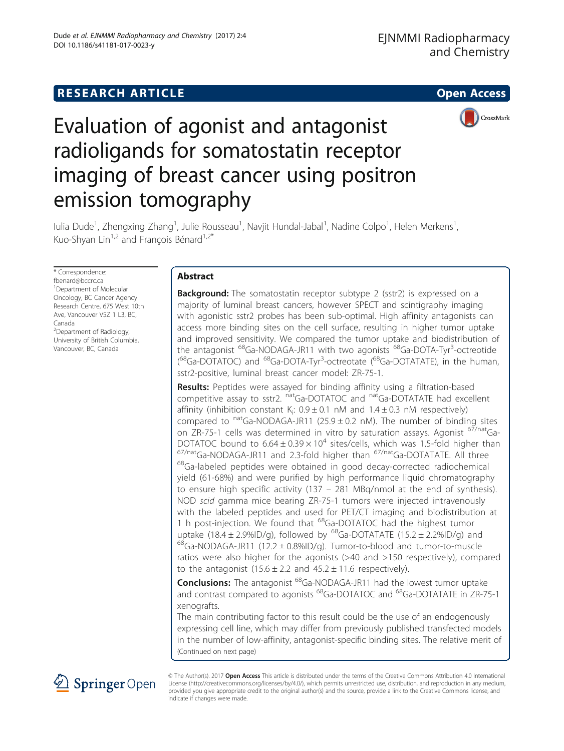RESEARCH ARTICLE Open Access

# Evaluation of agonist and antagonist radioligands for somatostatin receptor imaging of breast cancer using positron emission tomography

Iulia Dude[1], Zhengxing Zhang[1], Julie Rousseau[1], Navjit Hundal-Jabal[1], Nadine Colpo[1], Helen Merkens[1], Kuo-Shyan Lin[1,2] and François Bénard[1,2*]

\* Correspondence: fbenard@bccrc.ca
[1]Department of Molecular Oncology, BC Cancer Agency Research Centre, 675 West 10th Ave, Vancouver V5Z 1 L3, BC, Canada
[2]Department of Radiology, University of British Columbia, Vancouver, BC, Canada

## Abstract

**Background:** The somatostatin receptor subtype 2 (sstr2) is expressed on a majority of luminal breast cancers, however SPECT and scintigraphy imaging with agonistic sstr2 probes has been sub-optimal. High affinity antagonists can access more binding sites on the cell surface, resulting in higher tumor uptake and improved sensitivity. We compared the tumor uptake and biodistribution of the antagonist $^{68}$Ga-NODAGA-JR11 with two agonists $^{68}$Ga-DOTA-Tyr$^{3}$-octreotide ($^{68}$Ga-DOTATOC) and $^{68}$Ga-DOTA-Tyr$^{3}$-octreotate ($^{68}$Ga-DOTATATE), in the human, sstr2-positive, luminal breast cancer model: ZR-75-1.

**Results:** Peptides were assayed for binding affinity using a filtration-based competitive assay to sstr2. $^{nat}$Ga-DOTATOC and $^{nat}$Ga-DOTATATE had excellent affinity (inhibition constant $K_i$: 0.9 ± 0.1 nM and 1.4 ± 0.3 nM respectively) compared to $^{nat}$Ga-NODAGA-JR11 (25.9 ± 0.2 nM). The number of binding sites on ZR-75-1 cells was determined in vitro by saturation assays. Agonist $^{67/nat}$Ga-DOTATOC bound to $6.64 \pm 0.39 \times 10^{4}$ sites/cells, which was 1.5-fold higher than $^{67/nat}$Ga-NODAGA-JR11 and 2.3-fold higher than $^{67/nat}$Ga-DOTATATE. All three $^{68}$Ga-labeled peptides were obtained in good decay-corrected radiochemical yield (61-68%) and were purified by high performance liquid chromatography to ensure high specific activity (137 – 281 MBq/nmol at the end of synthesis). NOD *scid* gamma mice bearing ZR-75-1 tumors were injected intravenously with the labeled peptides and used for PET/CT imaging and biodistribution at 1 h post-injection. We found that $^{68}$Ga-DOTATOC had the highest tumor uptake (18.4 ± 2.9%ID/g), followed by $^{68}$Ga-DOTATATE (15.2 ± 2.2%ID/g) and $^{68}$Ga-NODAGA-JR11 (12.2 ± 0.8%ID/g). Tumor-to-blood and tumor-to-muscle ratios were also higher for the agonists (>40 and >150 respectively), compared to the antagonist (15.6 ± 2.2 and 45.2 ± 11.6 respectively).

**Conclusions:** The antagonist $^{68}$Ga-NODAGA-JR11 had the lowest tumor uptake and contrast compared to agonists $^{68}$Ga-DOTATOC and $^{68}$Ga-DOTATATE in ZR-75-1 xenografts.

The main contributing factor to this result could be the use of an endogenously expressing cell line, which may differ from previously published transfected models in the number of low-affinity, antagonist-specific binding sites. The relative merit of (Continued on next page)

© The Author(s). 2017 **Open Access** This article is distributed under the terms of the Creative Commons Attribution 4.0 International License (http://creativecommons.org/licenses/by/4.0/), which permits unrestricted use, distribution, and reproduction in any medium, provided you give appropriate credit to the original author(s) and the source, provide a link to the Creative Commons license, and indicate if changes were made.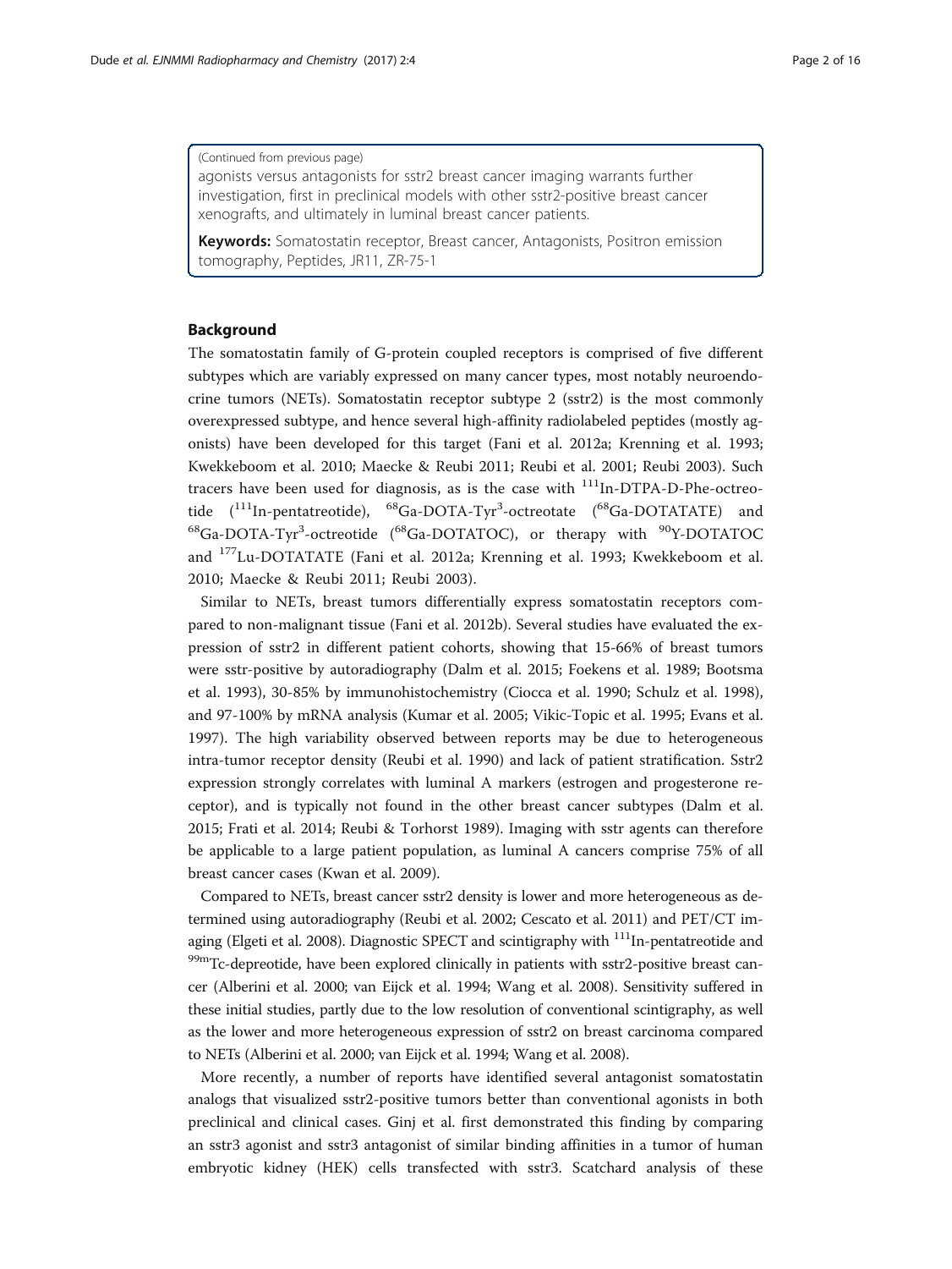(Continued from previous page)

agonists versus antagonists for sstr2 breast cancer imaging warrants further investigation, first in preclinical models with other sstr2-positive breast cancer xenografts, and ultimately in luminal breast cancer patients.

**Keywords:** Somatostatin receptor, Breast cancer, Antagonists, Positron emission tomography, Peptides, JR11, ZR-75-1

## Background

The somatostatin family of G-protein coupled receptors is comprised of five different subtypes which are variably expressed on many cancer types, most notably neuroendocrine tumors (NETs). Somatostatin receptor subtype 2 (sstr2) is the most commonly overexpressed subtype, and hence several high-affinity radiolabeled peptides (mostly agonists) have been developed for this target (Fani et al. 2012a; Krenning et al. 1993; Kwekkeboom et al. 2010; Maecke & Reubi 2011; Reubi et al. 2001; Reubi 2003). Such tracers have been used for diagnosis, as is the case with $^{111}$In-DTPA-D-Phe-octreotide ($^{111}$In-pentatreotide), $^{68}$Ga-DOTA-Tyr$^{3}$-octreotate ($^{68}$Ga-DOTATATE) and $^{68}$Ga-DOTA-Tyr$^{3}$-octreotide ($^{68}$Ga-DOTATOC), or therapy with $^{90}$Y-DOTATOC and $^{177}$Lu-DOTATATE (Fani et al. 2012a; Krenning et al. 1993; Kwekkeboom et al. 2010; Maecke & Reubi 2011; Reubi 2003).

Similar to NETs, breast tumors differentially express somatostatin receptors compared to non-malignant tissue (Fani et al. 2012b). Several studies have evaluated the expression of sstr2 in different patient cohorts, showing that 15-66% of breast tumors were sstr-positive by autoradiography (Dalm et al. 2015; Foekens et al. 1989; Bootsma et al. 1993), 30-85% by immunohistochemistry (Ciocca et al. 1990; Schulz et al. 1998), and 97-100% by mRNA analysis (Kumar et al. 2005; Vikic-Topic et al. 1995; Evans et al. 1997). The high variability observed between reports may be due to heterogeneous intra-tumor receptor density (Reubi et al. 1990) and lack of patient stratification. Sstr2 expression strongly correlates with luminal A markers (estrogen and progesterone receptor), and is typically not found in the other breast cancer subtypes (Dalm et al. 2015; Frati et al. 2014; Reubi & Torhorst 1989). Imaging with sstr agents can therefore be applicable to a large patient population, as luminal A cancers comprise 75% of all breast cancer cases (Kwan et al. 2009).

Compared to NETs, breast cancer sstr2 density is lower and more heterogeneous as determined using autoradiography (Reubi et al. 2002; Cescato et al. 2011) and PET/CT imaging (Elgeti et al. 2008). Diagnostic SPECT and scintigraphy with $^{111}$In-pentatreotide and $^{99m}$Tc-depreotide, have been explored clinically in patients with sstr2-positive breast cancer (Alberini et al. 2000; van Eijck et al. 1994; Wang et al. 2008). Sensitivity suffered in these initial studies, partly due to the low resolution of conventional scintigraphy, as well as the lower and more heterogeneous expression of sstr2 on breast carcinoma compared to NETs (Alberini et al. 2000; van Eijck et al. 1994; Wang et al. 2008).

More recently, a number of reports have identified several antagonist somatostatin analogs that visualized sstr2-positive tumors better than conventional agonists in both preclinical and clinical cases. Ginj et al. first demonstrated this finding by comparing an sstr3 agonist and sstr3 antagonist of similar binding affinities in a tumor of human embryotic kidney (HEK) cells transfected with sstr3. Scatchard analysis of these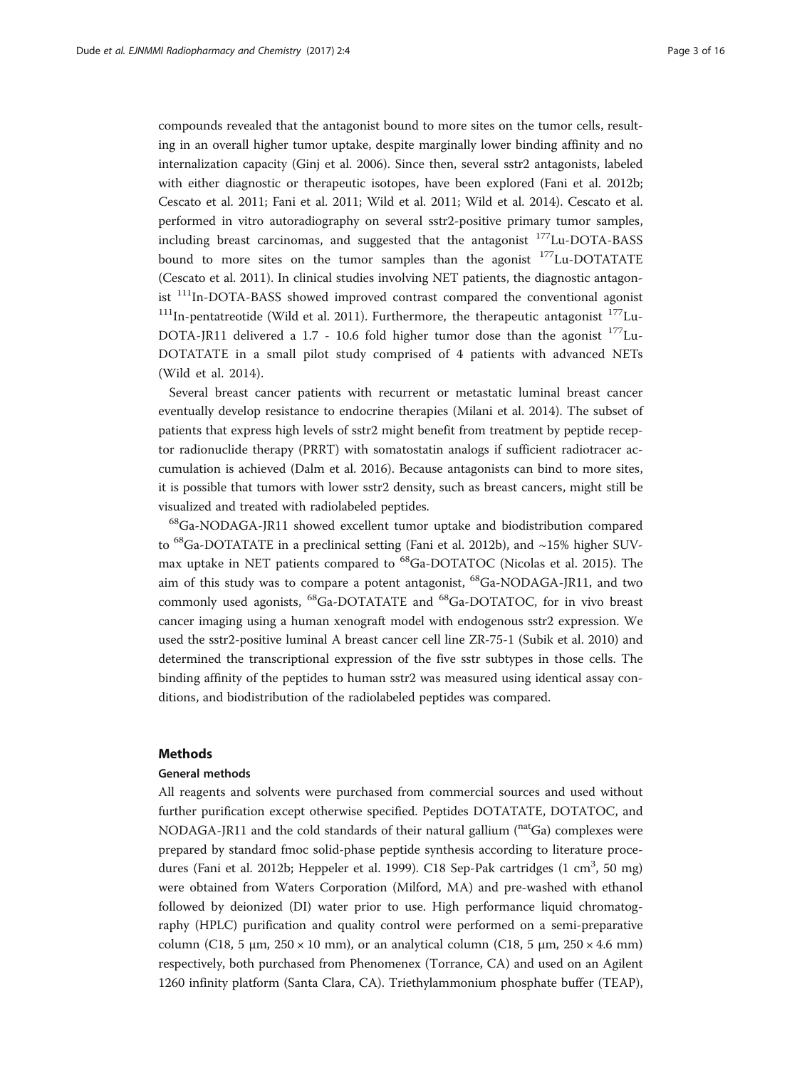compounds revealed that the antagonist bound to more sites on the tumor cells, resulting in an overall higher tumor uptake, despite marginally lower binding affinity and no internalization capacity (Ginj et al. 2006). Since then, several sstr2 antagonists, labeled with either diagnostic or therapeutic isotopes, have been explored (Fani et al. 2012b; Cescato et al. 2011; Fani et al. 2011; Wild et al. 2011; Wild et al. 2014). Cescato et al. performed in vitro autoradiography on several sstr2-positive primary tumor samples, including breast carcinomas, and suggested that the antagonist $^{177}$Lu-DOTA-BASS bound to more sites on the tumor samples than the agonist $^{177}$Lu-DOTATATE (Cescato et al. 2011). In clinical studies involving NET patients, the diagnostic antagonist $^{111}$In-DOTA-BASS showed improved contrast compared the conventional agonist $^{111}$In-pentatreotide (Wild et al. 2011). Furthermore, the therapeutic antagonist $^{177}$Lu-DOTA-JR11 delivered a 1.7 - 10.6 fold higher tumor dose than the agonist $^{177}$Lu-DOTATATE in a small pilot study comprised of 4 patients with advanced NETs (Wild et al. 2014).

Several breast cancer patients with recurrent or metastatic luminal breast cancer eventually develop resistance to endocrine therapies (Milani et al. 2014). The subset of patients that express high levels of sstr2 might benefit from treatment by peptide receptor radionuclide therapy (PRRT) with somatostatin analogs if sufficient radiotracer accumulation is achieved (Dalm et al. 2016). Because antagonists can bind to more sites, it is possible that tumors with lower sstr2 density, such as breast cancers, might still be visualized and treated with radiolabeled peptides.

$^{68}$Ga-NODAGA-JR11 showed excellent tumor uptake and biodistribution compared to $^{68}$Ga-DOTATATE in a preclinical setting (Fani et al. 2012b), and ~15% higher SUVmax uptake in NET patients compared to $^{68}$Ga-DOTATOC (Nicolas et al. 2015). The aim of this study was to compare a potent antagonist, $^{68}$Ga-NODAGA-JR11, and two commonly used agonists, $^{68}$Ga-DOTATATE and $^{68}$Ga-DOTATOC, for in vivo breast cancer imaging using a human xenograft model with endogenous sstr2 expression. We used the sstr2-positive luminal A breast cancer cell line ZR-75-1 (Subik et al. 2010) and determined the transcriptional expression of the five sstr subtypes in those cells. The binding affinity of the peptides to human sstr2 was measured using identical assay conditions, and biodistribution of the radiolabeled peptides was compared.

## Methods

### General methods

All reagents and solvents were purchased from commercial sources and used without further purification except otherwise specified. Peptides DOTATATE, DOTATOC, and NODAGA-JR11 and the cold standards of their natural gallium ($^{nat}$Ga) complexes were prepared by standard fmoc solid-phase peptide synthesis according to literature procedures (Fani et al. 2012b; Heppeler et al. 1999). C18 Sep-Pak cartridges (1 cm$^3$, 50 mg) were obtained from Waters Corporation (Milford, MA) and pre-washed with ethanol followed by deionized (DI) water prior to use. High performance liquid chromatography (HPLC) purification and quality control were performed on a semi-preparative column (C18, 5 μm, 250 × 10 mm), or an analytical column (C18, 5 μm, 250 × 4.6 mm) respectively, both purchased from Phenomenex (Torrance, CA) and used on an Agilent 1260 infinity platform (Santa Clara, CA). Triethylammonium phosphate buffer (TEAP),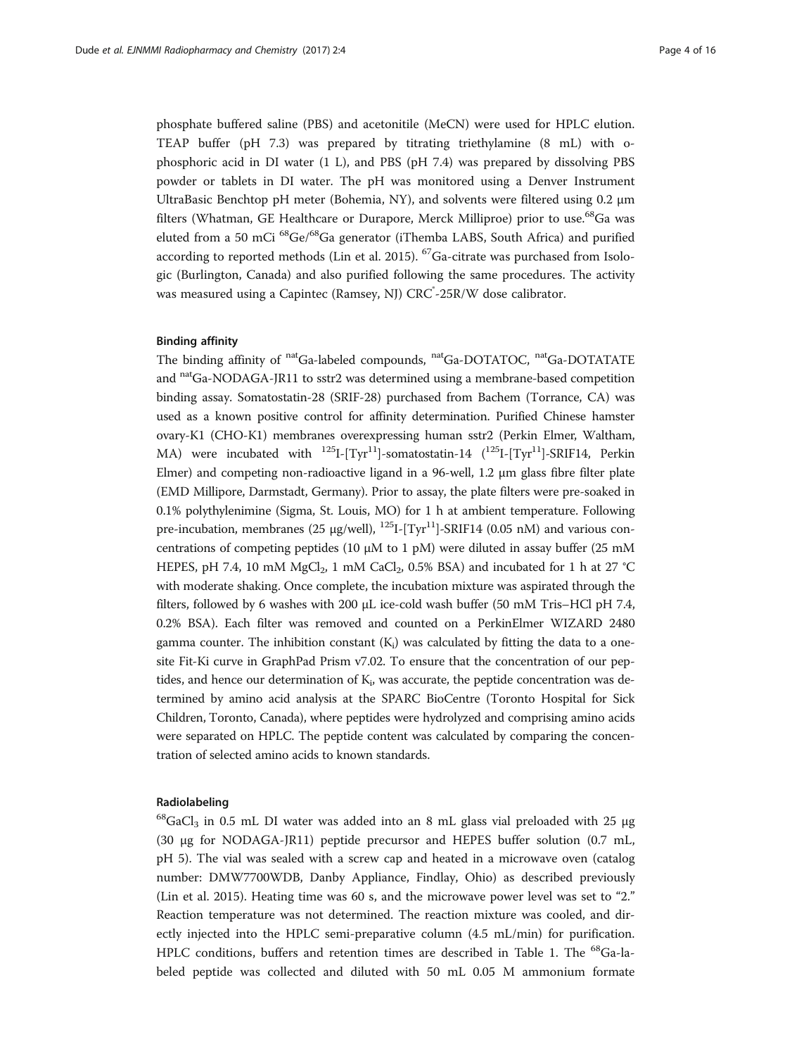phosphate buffered saline (PBS) and acetonitile (MeCN) were used for HPLC elution. TEAP buffer (pH 7.3) was prepared by titrating triethylamine (8 mL) with o-phosphoric acid in DI water (1 L), and PBS (pH 7.4) was prepared by dissolving PBS powder or tablets in DI water. The pH was monitored using a Denver Instrument UltraBasic Benchtop pH meter (Bohemia, NY), and solvents were filtered using 0.2 μm filters (Whatman, GE Healthcare or Durapore, Merck Milliproe) prior to use.$^{68}$Ga was eluted from a 50 mCi $^{68}$Ge/$^{68}$Ga generator (iThemba LABS, South Africa) and purified according to reported methods (Lin et al. 2015). $^{67}$Ga-citrate was purchased from Isologic (Burlington, Canada) and also purified following the same procedures. The activity was measured using a Capintec (Ramsey, NJ) CRC$^{*}$-25R/W dose calibrator.

### Binding affinity

The binding affinity of $^{nat}$Ga-labeled compounds, $^{nat}$Ga-DOTATOC, $^{nat}$Ga-DOTATATE and $^{nat}$Ga-NODAGA-JR11 to sstr2 was determined using a membrane-based competition binding assay. Somatostatin-28 (SRIF-28) purchased from Bachem (Torrance, CA) was used as a known positive control for affinity determination. Purified Chinese hamster ovary-K1 (CHO-K1) membranes overexpressing human sstr2 (Perkin Elmer, Waltham, MA) were incubated with $^{125}$I-[Tyr$^{11}$]-somatostatin-14 ($^{125}$I-[Tyr$^{11}$]-SRIF14, Perkin Elmer) and competing non-radioactive ligand in a 96-well, 1.2 μm glass fibre filter plate (EMD Millipore, Darmstadt, Germany). Prior to assay, the plate filters were pre-soaked in 0.1% polythylenimine (Sigma, St. Louis, MO) for 1 h at ambient temperature. Following pre-incubation, membranes (25 μg/well), $^{125}$I-[Tyr$^{11}$]-SRIF14 (0.05 nM) and various concentrations of competing peptides (10 μM to 1 pM) were diluted in assay buffer (25 mM HEPES, pH 7.4, 10 mM $MgCl_2$, 1 mM $CaCl_2$, 0.5% BSA) and incubated for 1 h at 27 °C with moderate shaking. Once complete, the incubation mixture was aspirated through the filters, followed by 6 washes with 200 μL ice-cold wash buffer (50 mM Tris–HCl pH 7.4, 0.2% BSA). Each filter was removed and counted on a PerkinElmer WIZARD 2480 gamma counter. The inhibition constant ($K_i$) was calculated by fitting the data to a one-site Fit-Ki curve in GraphPad Prism v7.02. To ensure that the concentration of our peptides, and hence our determination of $K_i$, was accurate, the peptide concentration was determined by amino acid analysis at the SPARC BioCentre (Toronto Hospital for Sick Children, Toronto, Canada), where peptides were hydrolyzed and comprising amino acids were separated on HPLC. The peptide content was calculated by comparing the concentration of selected amino acids to known standards.

### Radiolabeling

$^{68}GaCl_3$ in 0.5 mL DI water was added into an 8 mL glass vial preloaded with 25 μg (30 μg for NODAGA-JR11) peptide precursor and HEPES buffer solution (0.7 mL, pH 5). The vial was sealed with a screw cap and heated in a microwave oven (catalog number: DMW7700WDB, Danby Appliance, Findlay, Ohio) as described previously (Lin et al. 2015). Heating time was 60 s, and the microwave power level was set to "2." Reaction temperature was not determined. The reaction mixture was cooled, and directly injected into the HPLC semi-preparative column (4.5 mL/min) for purification. HPLC conditions, buffers and retention times are described in Table 1. The $^{68}$Ga-labeled peptide was collected and diluted with 50 mL 0.05 M ammonium formate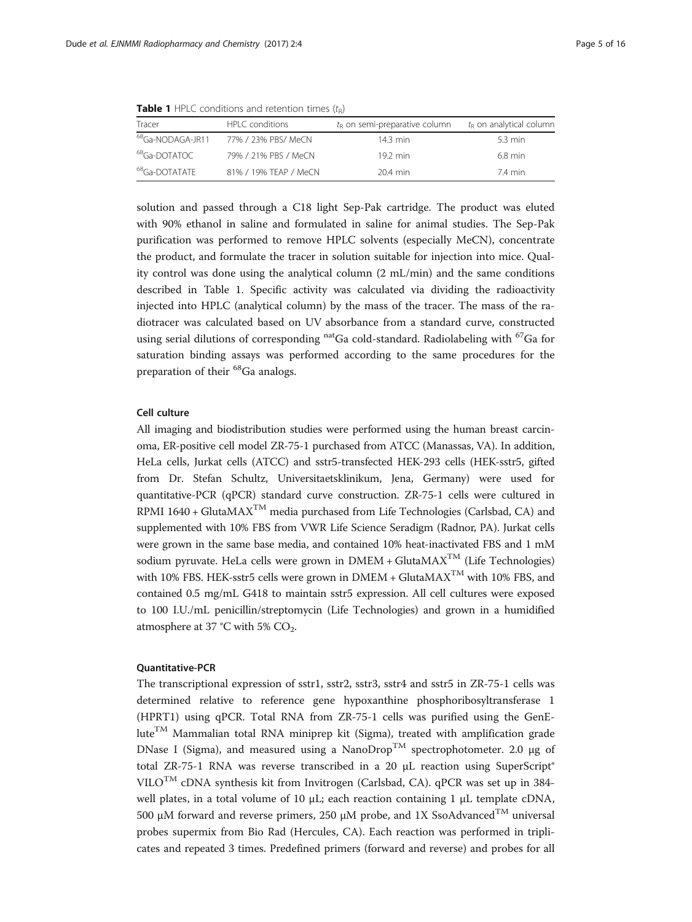**Table 1** HPLC conditions and retention times ($t_R$)

| Tracer | HPLC conditions | $t_R$ on semi-preparative column | $t_R$ on analytical column |
|---|---|---|---|
| $^{68}$Ga-NODAGA-JR11 | 77% / 23% PBS/ MeCN | 14.3 min | 5.3 min |
| $^{68}$Ga-DOTATOC | 79% / 21% PBS / MeCN | 19.2 min | 6.8 min |
| $^{68}$Ga-DOTATATE | 81% / 19% TEAP / MeCN | 20.4 min | 7.4 min |

solution and passed through a C18 light Sep-Pak cartridge. The product was eluted with 90% ethanol in saline and formulated in saline for animal studies. The Sep-Pak purification was performed to remove HPLC solvents (especially MeCN), concentrate the product, and formulate the tracer in solution suitable for injection into mice. Quality control was done using the analytical column (2 mL/min) and the same conditions described in Table 1. Specific activity was calculated via dividing the radioactivity injected into HPLC (analytical column) by the mass of the tracer. The mass of the radiotracer was calculated based on UV absorbance from a standard curve, constructed using serial dilutions of corresponding $^{nat}$Ga cold-standard. Radiolabeling with $^{67}$Ga for saturation binding assays was performed according to the same procedures for the preparation of their $^{68}$Ga analogs.

### Cell culture

All imaging and biodistribution studies were performed using the human breast carcinoma, ER-positive cell model ZR-75-1 purchased from ATCC (Manassas, VA). In addition, HeLa cells, Jurkat cells (ATCC) and sstr5-transfected HEK-293 cells (HEK-sstr5, gifted from Dr. Stefan Schultz, Universitaetsklinikum, Jena, Germany) were used for quantitative-PCR (qPCR) standard curve construction. ZR-75-1 cells were cultured in RPMI 1640 + GlutaMAX$^{TM}$ media purchased from Life Technologies (Carlsbad, CA) and supplemented with 10% FBS from VWR Life Science Seradigm (Radnor, PA). Jurkat cells were grown in the same base media, and contained 10% heat-inactivated FBS and 1 mM sodium pyruvate. HeLa cells were grown in DMEM + GlutaMAX$^{TM}$ (Life Technologies) with 10% FBS. HEK-sstr5 cells were grown in DMEM + GlutaMAX$^{TM}$ with 10% FBS, and contained 0.5 mg/mL G418 to maintain sstr5 expression. All cell cultures were exposed to 100 I.U./mL penicillin/streptomycin (Life Technologies) and grown in a humidified atmosphere at 37 °C with 5% $CO_2$.

### Quantitative-PCR

The transcriptional expression of sstr1, sstr2, sstr3, sstr4 and sstr5 in ZR-75-1 cells was determined relative to reference gene hypoxanthine phosphoribosyltransferase 1 (HPRT1) using qPCR. Total RNA from ZR-75-1 cells was purified using the GenElute$^{TM}$ Mammalian total RNA miniprep kit (Sigma), treated with amplification grade DNase I (Sigma), and measured using a NanoDrop$^{TM}$ spectrophotometer. 2.0 μg of total ZR-75-1 RNA was reverse transcribed in a 20 μL reaction using SuperScript® VILO$^{TM}$ cDNA synthesis kit from Invitrogen (Carlsbad, CA). qPCR was set up in 384-well plates, in a total volume of 10 μL; each reaction containing 1 μL template cDNA, 500 μM forward and reverse primers, 250 μM probe, and 1X SsoAdvanced$^{TM}$ universal probes supermix from Bio Rad (Hercules, CA). Each reaction was performed in triplicates and repeated 3 times. Predefined primers (forward and reverse) and probes for all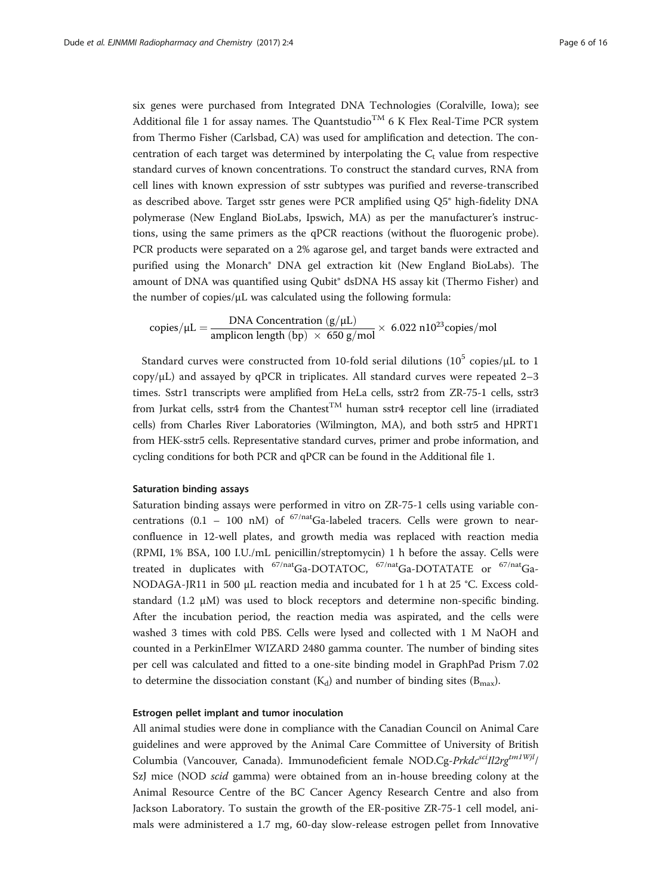six genes were purchased from Integrated DNA Technologies (Coralville, Iowa); see Additional file 1 for assay names. The Quantstudio™ 6 K Flex Real-Time PCR system from Thermo Fisher (Carlsbad, CA) was used for amplification and detection. The concentration of each target was determined by interpolating the $C_t$ value from respective standard curves of known concentrations. To construct the standard curves, RNA from cell lines with known expression of sstr subtypes was purified and reverse-transcribed as described above. Target sstr genes were PCR amplified using Q5® high-fidelity DNA polymerase (New England BioLabs, Ipswich, MA) as per the manufacturer's instructions, using the same primers as the qPCR reactions (without the fluorogenic probe). PCR products were separated on a 2% agarose gel, and target bands were extracted and purified using the Monarch® DNA gel extraction kit (New England BioLabs). The amount of DNA was quantified using Qubit® dsDNA HS assay kit (Thermo Fisher) and the number of copies/μL was calculated using the following formula:

$$\text{copies}/\mu\text{L} = \frac{\text{DNA Concentration } (\text{g}/\mu\text{L})}{\text{amplicon length (bp)} \times 650\ \text{g/mol}} \times 6.022\ \text{n}10^{23}\text{copies/mol}$$

Standard curves were constructed from 10-fold serial dilutions ($10^5$ copies/μL to 1 copy/μL) and assayed by qPCR in triplicates. All standard curves were repeated 2–3 times. Sstr1 transcripts were amplified from HeLa cells, sstr2 from ZR-75-1 cells, sstr3 from Jurkat cells, sstr4 from the Chantest™ human sstr4 receptor cell line (irradiated cells) from Charles River Laboratories (Wilmington, MA), and both sstr5 and HPRT1 from HEK-sstr5 cells. Representative standard curves, primer and probe information, and cycling conditions for both PCR and qPCR can be found in the Additional file 1.

#### Saturation binding assays

Saturation binding assays were performed in vitro on ZR-75-1 cells using variable concentrations (0.1 – 100 nM) of $^{67/nat}$Ga-labeled tracers. Cells were grown to near-confluence in 12-well plates, and growth media was replaced with reaction media (RPMI, 1% BSA, 100 I.U./mL penicillin/streptomycin) 1 h before the assay. Cells were treated in duplicates with $^{67/nat}$Ga-DOTATOC, $^{67/nat}$Ga-DOTATATE or $^{67/nat}$Ga-NODAGA-JR11 in 500 μL reaction media and incubated for 1 h at 25 °C. Excess cold-standard (1.2 μM) was used to block receptors and determine non-specific binding. After the incubation period, the reaction media was aspirated, and the cells were washed 3 times with cold PBS. Cells were lysed and collected with 1 M NaOH and counted in a PerkinElmer WIZARD 2480 gamma counter. The number of binding sites per cell was calculated and fitted to a one-site binding model in GraphPad Prism 7.02 to determine the dissociation constant ($K_d$) and number of binding sites ($B_{max}$).

#### Estrogen pellet implant and tumor inoculation

All animal studies were done in compliance with the Canadian Council on Animal Care guidelines and were approved by the Animal Care Committee of University of British Columbia (Vancouver, Canada). Immunodeficient female NOD.Cg-*Prkdc*$^{scid}$*Il2rg*$^{tm1Wjl}$/SzJ mice (NOD *scid* gamma) were obtained from an in-house breeding colony at the Animal Resource Centre of the BC Cancer Agency Research Centre and also from Jackson Laboratory. To sustain the growth of the ER-positive ZR-75-1 cell model, animals were administered a 1.7 mg, 60-day slow-release estrogen pellet from Innovative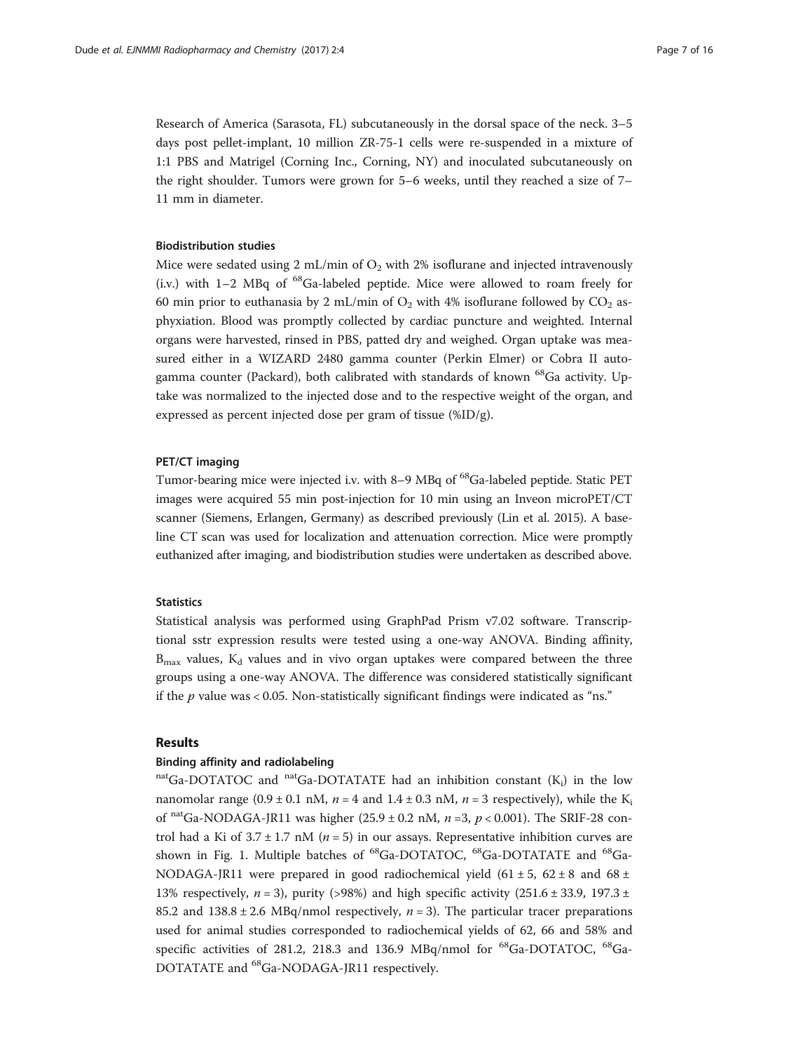Research of America (Sarasota, FL) subcutaneously in the dorsal space of the neck. 3–5 days post pellet-implant, 10 million ZR-75-1 cells were re-suspended in a mixture of 1:1 PBS and Matrigel (Corning Inc., Corning, NY) and inoculated subcutaneously on the right shoulder. Tumors were grown for 5–6 weeks, until they reached a size of 7–11 mm in diameter.

### Biodistribution studies

Mice were sedated using 2 mL/min of $O_2$ with 2% isoflurane and injected intravenously (i.v.) with 1–2 MBq of $^{68}$Ga-labeled peptide. Mice were allowed to roam freely for 60 min prior to euthanasia by 2 mL/min of $O_2$ with 4% isoflurane followed by $CO_2$ asphyxiation. Blood was promptly collected by cardiac puncture and weighted. Internal organs were harvested, rinsed in PBS, patted dry and weighed. Organ uptake was measured either in a WIZARD 2480 gamma counter (Perkin Elmer) or Cobra II auto-gamma counter (Packard), both calibrated with standards of known $^{68}$Ga activity. Uptake was normalized to the injected dose and to the respective weight of the organ, and expressed as percent injected dose per gram of tissue (%ID/g).

### PET/CT imaging

Tumor-bearing mice were injected i.v. with 8–9 MBq of $^{68}$Ga-labeled peptide. Static PET images were acquired 55 min post-injection for 10 min using an Inveon microPET/CT scanner (Siemens, Erlangen, Germany) as described previously (Lin et al. 2015). A baseline CT scan was used for localization and attenuation correction. Mice were promptly euthanized after imaging, and biodistribution studies were undertaken as described above.

### Statistics

Statistical analysis was performed using GraphPad Prism v7.02 software. Transcriptional sstr expression results were tested using a one-way ANOVA. Binding affinity, $B_{max}$ values, $K_d$ values and in vivo organ uptakes were compared between the three groups using a one-way ANOVA. The difference was considered statistically significant if the $p$ value was < 0.05. Non-statistically significant findings were indicated as "ns."

## Results

### Binding affinity and radiolabeling

$^{nat}$Ga-DOTATOC and $^{nat}$Ga-DOTATATE had an inhibition constant ($K_i$) in the low nanomolar range (0.9 ± 0.1 nM, $n = 4$ and 1.4 ± 0.3 nM, $n = 3$ respectively), while the $K_i$ of $^{nat}$Ga-NODAGA-JR11 was higher (25.9 ± 0.2 nM, $n = 3$, $p < 0.001$). The SRIF-28 control had a Ki of 3.7 ± 1.7 nM ($n = 5$) in our assays. Representative inhibition curves are shown in Fig. 1. Multiple batches of $^{68}$Ga-DOTATOC, $^{68}$Ga-DOTATATE and $^{68}$Ga-NODAGA-JR11 were prepared in good radiochemical yield (61 ± 5, 62 ± 8 and 68 ± 13% respectively, $n = 3$), purity (>98%) and high specific activity (251.6 ± 33.9, 197.3 ± 85.2 and 138.8 ± 2.6 MBq/nmol respectively, $n = 3$). The particular tracer preparations used for animal studies corresponded to radiochemical yields of 62, 66 and 58% and specific activities of 281.2, 218.3 and 136.9 MBq/nmol for $^{68}$Ga-DOTATOC, $^{68}$Ga-DOTATATE and $^{68}$Ga-NODAGA-JR11 respectively.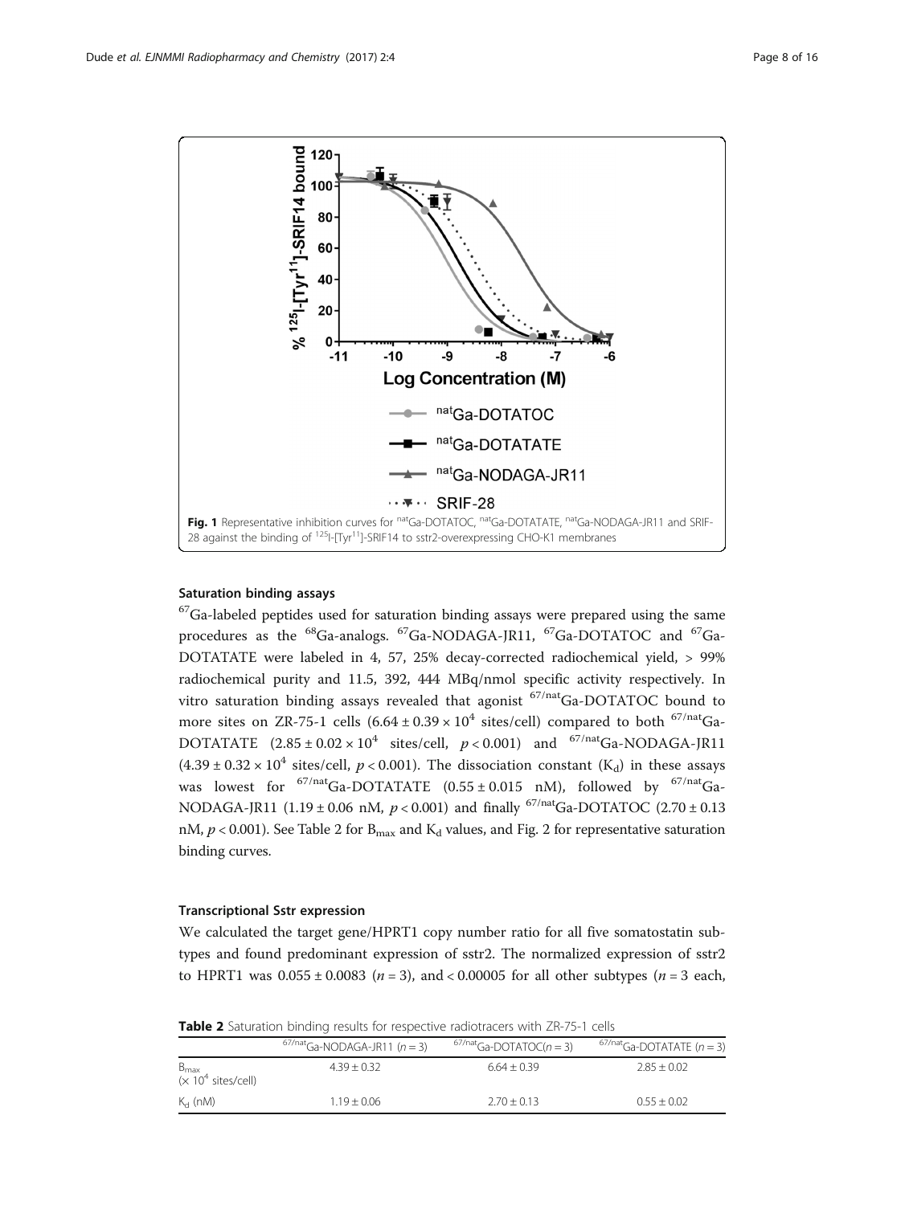**Fig. 1** Representative inhibition curves for $^{nat}$Ga-DOTATOC, $^{nat}$Ga-DOTATATE, $^{nat}$Ga-NODAGA-JR11 and SRIF-28 against the binding of $^{125}$I-[Tyr$^{11}$]-SRIF14 to sstr2-overexpressing CHO-K1 membranes

### Saturation binding assays

$^{67}$Ga-labeled peptides used for saturation binding assays were prepared using the same procedures as the $^{68}$Ga-analogs. $^{67}$Ga-NODAGA-JR11, $^{67}$Ga-DOTATOC and $^{67}$Ga-DOTATATE were labeled in 4, 57, 25% decay-corrected radiochemical yield, > 99% radiochemical purity and 11.5, 392, 444 MBq/nmol specific activity respectively. In vitro saturation binding assays revealed that agonist $^{67/nat}$Ga-DOTATOC bound to more sites on ZR-75-1 cells ($6.64 \pm 0.39 \times 10^4$ sites/cell) compared to both $^{67/nat}$Ga-DOTATATE ($2.85 \pm 0.02 \times 10^4$ sites/cell, $p < 0.001$) and $^{67/nat}$Ga-NODAGA-JR11 ($4.39 \pm 0.32 \times 10^4$ sites/cell, $p < 0.001$). The dissociation constant ($K_d$) in these assays was lowest for $^{67/nat}$Ga-DOTATATE ($0.55 \pm 0.015$ nM), followed by $^{67/nat}$Ga-NODAGA-JR11 ($1.19 \pm 0.06$ nM, $p < 0.001$) and finally $^{67/nat}$Ga-DOTATOC ($2.70 \pm 0.13$ nM, $p < 0.001$). See Table 2 for $B_{max}$ and $K_d$ values, and Fig. 2 for representative saturation binding curves.

### Transcriptional Sstr expression

We calculated the target gene/HPRT1 copy number ratio for all five somatostatin subtypes and found predominant expression of sstr2. The normalized expression of sstr2 to HPRT1 was $0.055 \pm 0.0083$ ($n = 3$), and < 0.00005 for all other subtypes ($n = 3$ each,

**Table 2** Saturation binding results for respective radiotracers with ZR-75-1 cells

| | $^{67/nat}$Ga-NODAGA-JR11 ($n = 3$) | $^{67/nat}$Ga-DOTATOC($n = 3$) | $^{67/nat}$Ga-DOTATATE ($n = 3$) |
|---|---|---|---|
| $B_{max}$ ($\times 10^4$ sites/cell) | $4.39 \pm 0.32$ | $6.64 \pm 0.39$ | $2.85 \pm 0.02$ |
| $K_d$ (nM) | $1.19 \pm 0.06$ | $2.70 \pm 0.13$ | $0.55 \pm 0.02$ |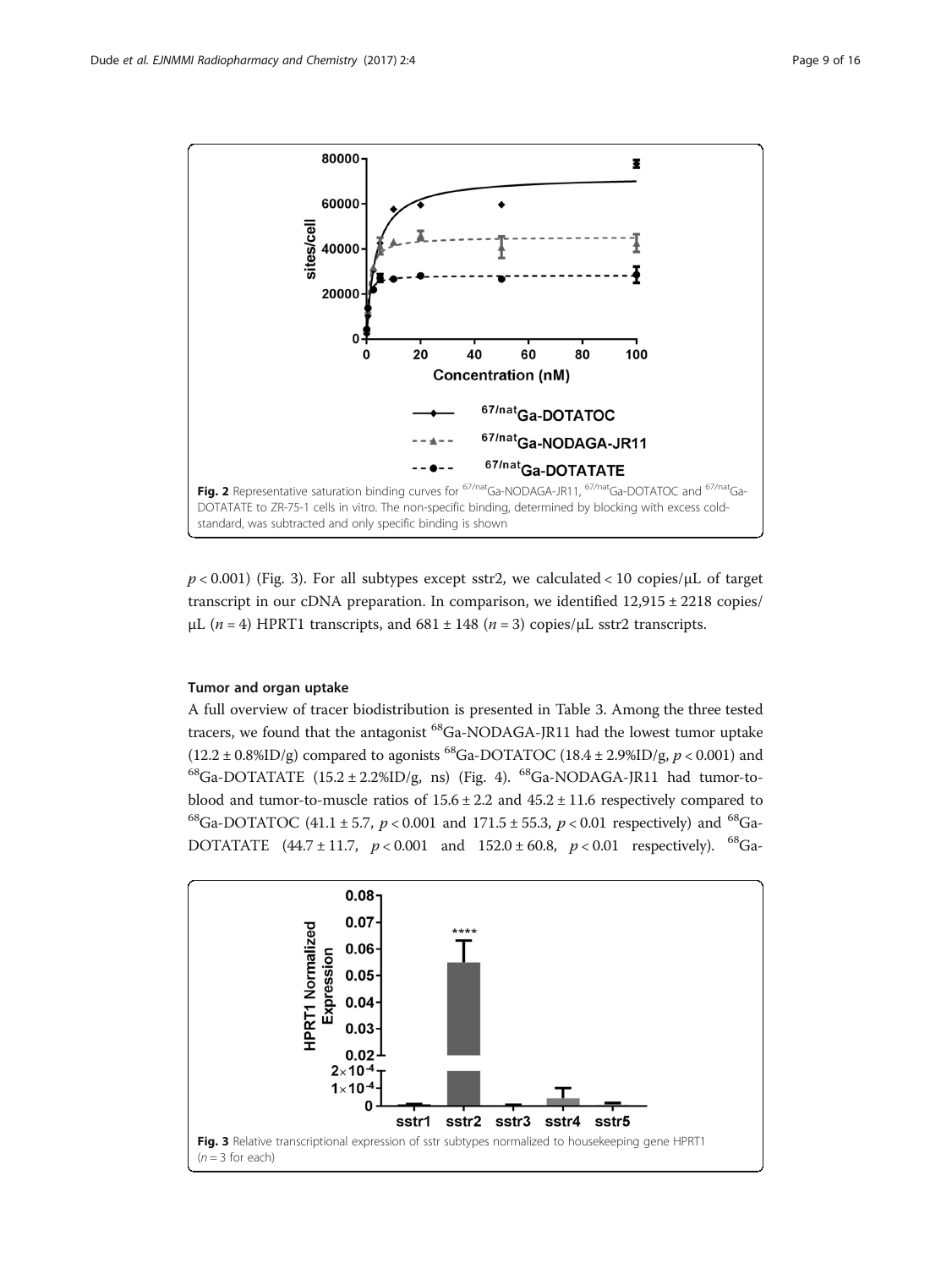Fig. 2 Representative saturation binding curves for $^{67/nat}$Ga-NODAGA-JR11, $^{67/nat}$Ga-DOTATOC and $^{67/nat}$Ga-DOTATATE to ZR-75-1 cells in vitro. The non-specific binding, determined by blocking with excess cold-standard, was subtracted and only specific binding is shown

$p < 0.001$) (Fig. 3). For all subtypes except sstr2, we calculated < 10 copies/μL of target transcript in our cDNA preparation. In comparison, we identified 12,915 ± 2218 copies/μL ($n = 4$) HPRT1 transcripts, and 681 ± 148 ($n = 3$) copies/μL sstr2 transcripts.

### Tumor and organ uptake

A full overview of tracer biodistribution is presented in Table 3. Among the three tested tracers, we found that the antagonist $^{68}$Ga-NODAGA-JR11 had the lowest tumor uptake (12.2 ± 0.8%ID/g) compared to agonists $^{68}$Ga-DOTATOC (18.4 ± 2.9%ID/g, $p < 0.001$) and $^{68}$Ga-DOTATATE (15.2 ± 2.2%ID/g, ns) (Fig. 4). $^{68}$Ga-NODAGA-JR11 had tumor-to-blood and tumor-to-muscle ratios of 15.6 ± 2.2 and 45.2 ± 11.6 respectively compared to $^{68}$Ga-DOTATOC (41.1 ± 5.7, $p < 0.001$ and 171.5 ± 55.3, $p < 0.01$ respectively) and $^{68}$Ga-DOTATATE (44.7 ± 11.7, $p < 0.001$ and 152.0 ± 60.8, $p < 0.01$ respectively). $^{68}$Ga-

Fig. 3 Relative transcriptional expression of sstr subtypes normalized to housekeeping gene HPRT1 ($n = 3$ for each)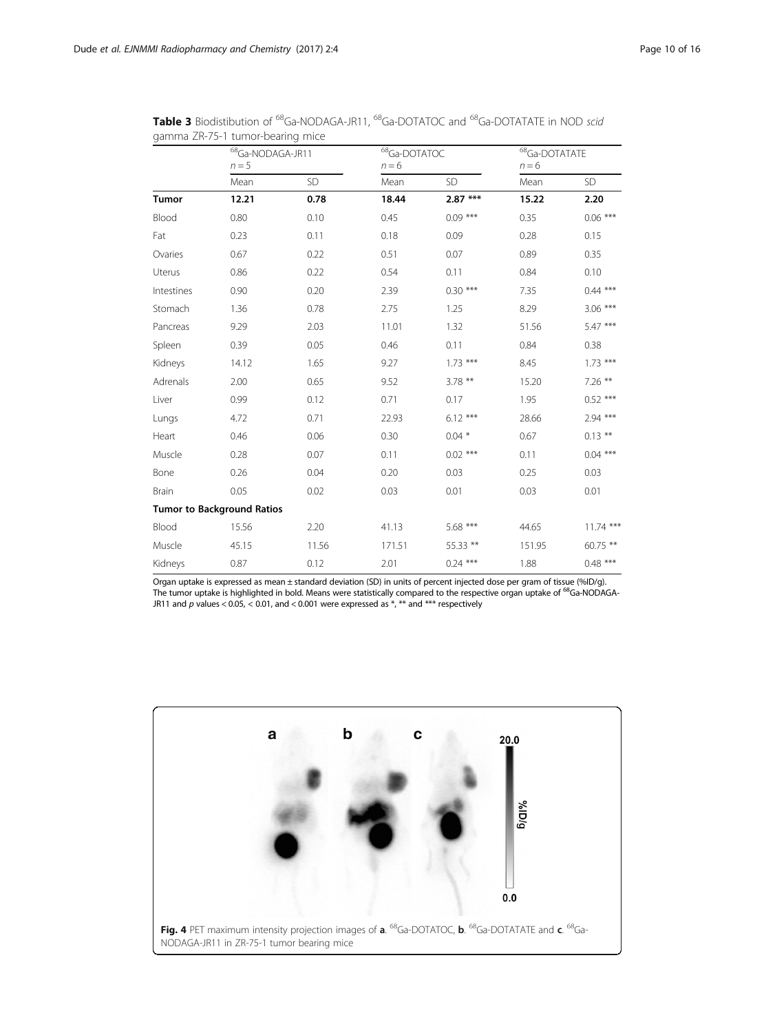**Table 3** Biodistibution of $^{68}$Ga-NODAGA-JR11, $^{68}$Ga-DOTATOC and $^{68}$Ga-DOTATATE in NOD *scid* gamma ZR-75-1 tumor-bearing mice

| | $^{68}$Ga-NODAGA-JR11 $n = 5$ | | $^{68}$Ga-DOTATOC $n = 6$ | | $^{68}$Ga-DOTATATE $n = 6$ | |
|---|---|---|---|---|---|---|
| | Mean | SD | Mean | SD | Mean | SD |
| **Tumor** | **12.21** | **0.78** | **18.44** | **2.87 *** ** | **15.22** | **2.20** |
| Blood | 0.80 | 0.10 | 0.45 | 0.09 *** | 0.35 | 0.06 *** |
| Fat | 0.23 | 0.11 | 0.18 | 0.09 | 0.28 | 0.15 |
| Ovaries | 0.67 | 0.22 | 0.51 | 0.07 | 0.89 | 0.35 |
| Uterus | 0.86 | 0.22 | 0.54 | 0.11 | 0.84 | 0.10 |
| Intestines | 0.90 | 0.20 | 2.39 | 0.30 *** | 7.35 | 0.44 *** |
| Stomach | 1.36 | 0.78 | 2.75 | 1.25 | 8.29 | 3.06 *** |
| Pancreas | 9.29 | 2.03 | 11.01 | 1.32 | 51.56 | 5.47 *** |
| Spleen | 0.39 | 0.05 | 0.46 | 0.11 | 0.84 | 0.38 |
| Kidneys | 14.12 | 1.65 | 9.27 | 1.73 *** | 8.45 | 1.73 *** |
| Adrenals | 2.00 | 0.65 | 9.52 | 3.78 ** | 15.20 | 7.26 ** |
| Liver | 0.99 | 0.12 | 0.71 | 0.17 | 1.95 | 0.52 *** |
| Lungs | 4.72 | 0.71 | 22.93 | 6.12 *** | 28.66 | 2.94 *** |
| Heart | 0.46 | 0.06 | 0.30 | 0.04 * | 0.67 | 0.13 ** |
| Muscle | 0.28 | 0.07 | 0.11 | 0.02 *** | 0.11 | 0.04 *** |
| Bone | 0.26 | 0.04 | 0.20 | 0.03 | 0.25 | 0.03 |
| Brain | 0.05 | 0.02 | 0.03 | 0.01 | 0.03 | 0.01 |
| **Tumor to Background Ratios** | | | | | | |
| Blood | 15.56 | 2.20 | 41.13 | 5.68 *** | 44.65 | 11.74 *** |
| Muscle | 45.15 | 11.56 | 171.51 | 55.33 ** | 151.95 | 60.75 ** |
| Kidneys | 0.87 | 0.12 | 2.01 | 0.24 *** | 1.88 | 0.48 *** |

Organ uptake is expressed as mean ± standard deviation (SD) in units of percent injected dose per gram of tissue (%ID/g). The tumor uptake is highlighted in bold. Means were statistically compared to the respective organ uptake of $^{68}$Ga-NODAGA-JR11 and *p* values < 0.05, < 0.01, and < 0.001 were expressed as *, ** and *** respectively

**Fig. 4** PET maximum intensity projection images of **a**. $^{68}$Ga-DOTATOC, **b**. $^{68}$Ga-DOTATATE and **c**. $^{68}$Ga-NODAGA-JR11 in ZR-75-1 tumor bearing mice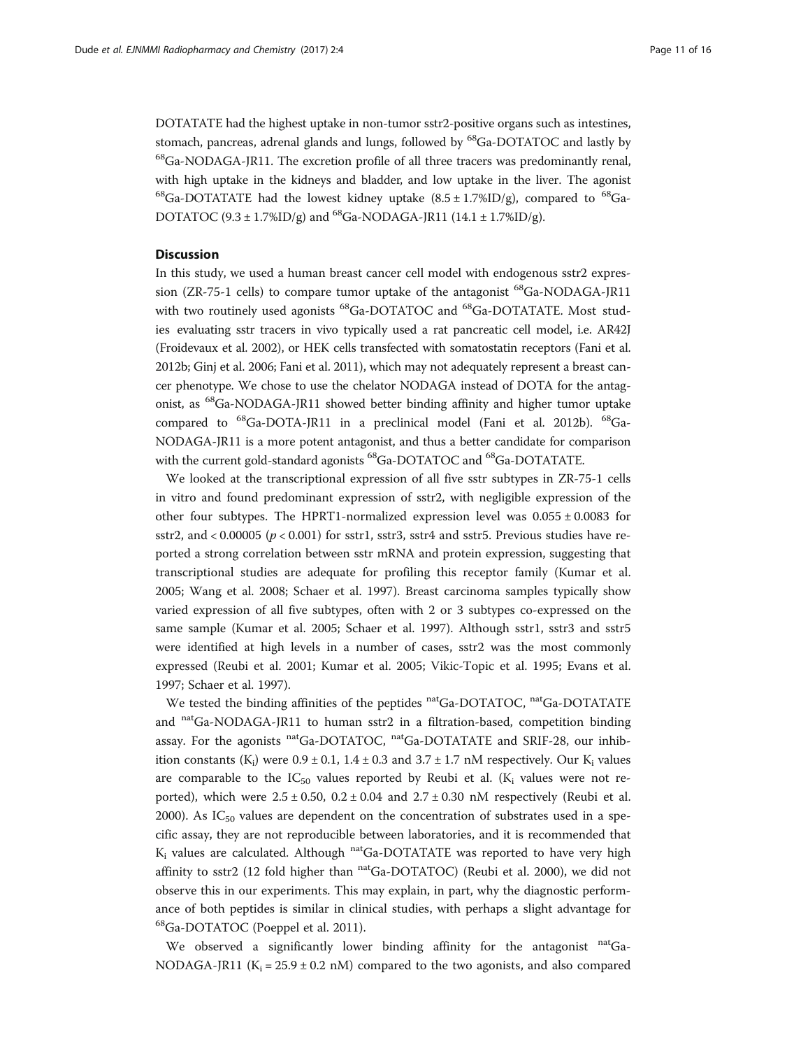DOTATATE had the highest uptake in non-tumor sstr2-positive organs such as intestines, stomach, pancreas, adrenal glands and lungs, followed by $^{68}$Ga-DOTATOC and lastly by $^{68}$Ga-NODAGA-JR11. The excretion profile of all three tracers was predominantly renal, with high uptake in the kidneys and bladder, and low uptake in the liver. The agonist $^{68}$Ga-DOTATATE had the lowest kidney uptake (8.5 ± 1.7%ID/g), compared to $^{68}$Ga-DOTATOC (9.3 ± 1.7%ID/g) and $^{68}$Ga-NODAGA-JR11 (14.1 ± 1.7%ID/g).

## Discussion

In this study, we used a human breast cancer cell model with endogenous sstr2 expression (ZR-75-1 cells) to compare tumor uptake of the antagonist $^{68}$Ga-NODAGA-JR11 with two routinely used agonists $^{68}$Ga-DOTATOC and $^{68}$Ga-DOTATATE. Most studies evaluating sstr tracers in vivo typically used a rat pancreatic cell model, i.e. AR42J (Froidevaux et al. 2002), or HEK cells transfected with somatostatin receptors (Fani et al. 2012b; Ginj et al. 2006; Fani et al. 2011), which may not adequately represent a breast cancer phenotype. We chose to use the chelator NODAGA instead of DOTA for the antagonist, as $^{68}$Ga-NODAGA-JR11 showed better binding affinity and higher tumor uptake compared to $^{68}$Ga-DOTA-JR11 in a preclinical model (Fani et al. 2012b). $^{68}$Ga-NODAGA-JR11 is a more potent antagonist, and thus a better candidate for comparison with the current gold-standard agonists $^{68}$Ga-DOTATOC and $^{68}$Ga-DOTATATE.

We looked at the transcriptional expression of all five sstr subtypes in ZR-75-1 cells in vitro and found predominant expression of sstr2, with negligible expression of the other four subtypes. The HPRT1-normalized expression level was 0.055 ± 0.0083 for sstr2, and < 0.00005 ($p < 0.001$) for sstr1, sstr3, sstr4 and sstr5. Previous studies have reported a strong correlation between sstr mRNA and protein expression, suggesting that transcriptional studies are adequate for profiling this receptor family (Kumar et al. 2005; Wang et al. 2008; Schaer et al. 1997). Breast carcinoma samples typically show varied expression of all five subtypes, often with 2 or 3 subtypes co-expressed on the same sample (Kumar et al. 2005; Schaer et al. 1997). Although sstr1, sstr3 and sstr5 were identified at high levels in a number of cases, sstr2 was the most commonly expressed (Reubi et al. 2001; Kumar et al. 2005; Vikic-Topic et al. 1995; Evans et al. 1997; Schaer et al. 1997).

We tested the binding affinities of the peptides $^{nat}$Ga-DOTATOC, $^{nat}$Ga-DOTATATE and $^{nat}$Ga-NODAGA-JR11 to human sstr2 in a filtration-based, competition binding assay. For the agonists $^{nat}$Ga-DOTATOC, $^{nat}$Ga-DOTATATE and SRIF-28, our inhibition constants ($K_i$) were 0.9 ± 0.1, 1.4 ± 0.3 and 3.7 ± 1.7 nM respectively. Our $K_i$ values are comparable to the $IC_{50}$ values reported by Reubi et al. ($K_i$ values were not reported), which were 2.5 ± 0.50, 0.2 ± 0.04 and 2.7 ± 0.30 nM respectively (Reubi et al. 2000). As $IC_{50}$ values are dependent on the concentration of substrates used in a specific assay, they are not reproducible between laboratories, and it is recommended that $K_i$ values are calculated. Although $^{nat}$Ga-DOTATATE was reported to have very high affinity to sstr2 (12 fold higher than $^{nat}$Ga-DOTATOC) (Reubi et al. 2000), we did not observe this in our experiments. This may explain, in part, why the diagnostic performance of both peptides is similar in clinical studies, with perhaps a slight advantage for $^{68}$Ga-DOTATOC (Poeppel et al. 2011).

We observed a significantly lower binding affinity for the antagonist $^{nat}$Ga-NODAGA-JR11 ($K_i$ = 25.9 ± 0.2 nM) compared to the two agonists, and also compared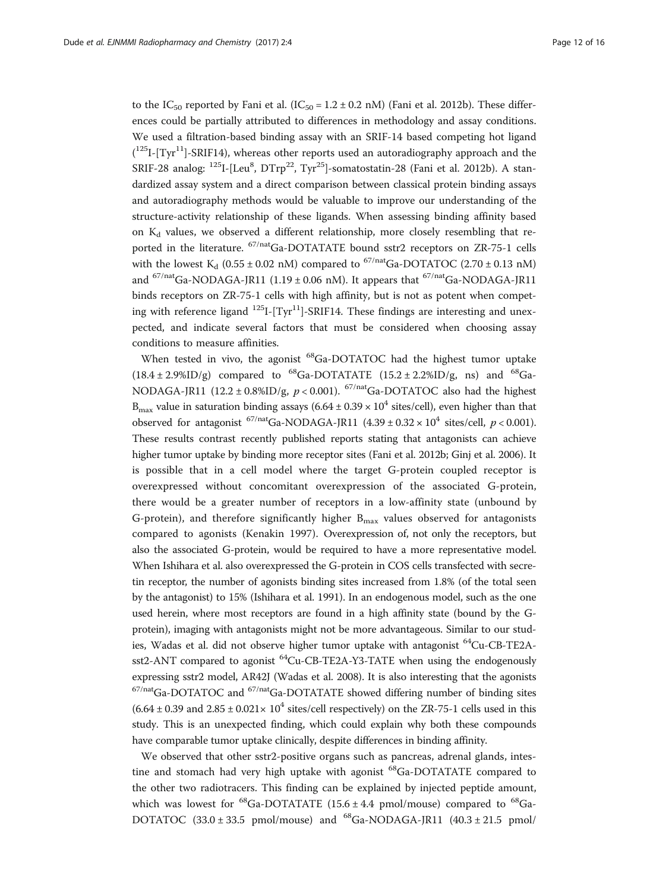to the $IC_{50}$ reported by Fani et al. ($IC_{50} = 1.2 \pm 0.2$ nM) (Fani et al. 2012b). These differences could be partially attributed to differences in methodology and assay conditions. We used a filtration-based binding assay with an SRIF-14 based competing hot ligand ($^{125}$I-[Tyr$^{11}$]-SRIF14), whereas other reports used an autoradiography approach and the SRIF-28 analog: $^{125}$I-[Leu$^{8}$, DTrp$^{22}$, Tyr$^{25}$]-somatostatin-28 (Fani et al. 2012b). A standardized assay system and a direct comparison between classical protein binding assays and autoradiography methods would be valuable to improve our understanding of the structure-activity relationship of these ligands. When assessing binding affinity based on $K_d$ values, we observed a different relationship, more closely resembling that reported in the literature. $^{67/nat}$Ga-DOTATATE bound sstr2 receptors on ZR-75-1 cells with the lowest $K_d$ ($0.55 \pm 0.02$ nM) compared to $^{67/nat}$Ga-DOTATOC ($2.70 \pm 0.13$ nM) and $^{67/nat}$Ga-NODAGA-JR11 ($1.19 \pm 0.06$ nM). It appears that $^{67/nat}$Ga-NODAGA-JR11 binds receptors on ZR-75-1 cells with high affinity, but is not as potent when competing with reference ligand $^{125}$I-[Tyr$^{11}$]-SRIF14. These findings are interesting and unexpected, and indicate several factors that must be considered when choosing assay conditions to measure affinities.

When tested in vivo, the agonist $^{68}$Ga-DOTATOC had the highest tumor uptake ($18.4 \pm 2.9$%ID/g) compared to $^{68}$Ga-DOTATATE ($15.2 \pm 2.2$%ID/g, ns) and $^{68}$Ga-NODAGA-JR11 ($12.2 \pm 0.8$%ID/g, $p < 0.001$). $^{67/nat}$Ga-DOTATOC also had the highest $B_{max}$ value in saturation binding assays ($6.64 \pm 0.39 \times 10^4$ sites/cell), even higher than that observed for antagonist $^{67/nat}$Ga-NODAGA-JR11 ($4.39 \pm 0.32 \times 10^4$ sites/cell, $p < 0.001$). These results contrast recently published reports stating that antagonists can achieve higher tumor uptake by binding more receptor sites (Fani et al. 2012b; Ginj et al. 2006). It is possible that in a cell model where the target G-protein coupled receptor is overexpressed without concomitant overexpression of the associated G-protein, there would be a greater number of receptors in a low-affinity state (unbound by G-protein), and therefore significantly higher $B_{max}$ values observed for antagonists compared to agonists (Kenakin 1997). Overexpression of, not only the receptors, but also the associated G-protein, would be required to have a more representative model. When Ishihara et al. also overexpressed the G-protein in COS cells transfected with secretin receptor, the number of agonists binding sites increased from 1.8% (of the total seen by the antagonist) to 15% (Ishihara et al. 1991). In an endogenous model, such as the one used herein, where most receptors are found in a high affinity state (bound by the G-protein), imaging with antagonists might not be more advantageous. Similar to our studies, Wadas et al. did not observe higher tumor uptake with antagonist $^{64}$Cu-CB-TE2A-sst2-ANT compared to agonist $^{64}$Cu-CB-TE2A-Y3-TATE when using the endogenously expressing sstr2 model, AR42J (Wadas et al. 2008). It is also interesting that the agonists $^{67/nat}$Ga-DOTATOC and $^{67/nat}$Ga-DOTATATE showed differing number of binding sites ($6.64 \pm 0.39$ and $2.85 \pm 0.021 \times 10^4$ sites/cell respectively) on the ZR-75-1 cells used in this study. This is an unexpected finding, which could explain why both these compounds have comparable tumor uptake clinically, despite differences in binding affinity.

We observed that other sstr2-positive organs such as pancreas, adrenal glands, intestine and stomach had very high uptake with agonist $^{68}$Ga-DOTATATE compared to the other two radiotracers. This finding can be explained by injected peptide amount, which was lowest for $^{68}$Ga-DOTATATE ($15.6 \pm 4.4$ pmol/mouse) compared to $^{68}$Ga-DOTATOC ($33.0 \pm 33.5$ pmol/mouse) and $^{68}$Ga-NODAGA-JR11 ($40.3 \pm 21.5$ pmol/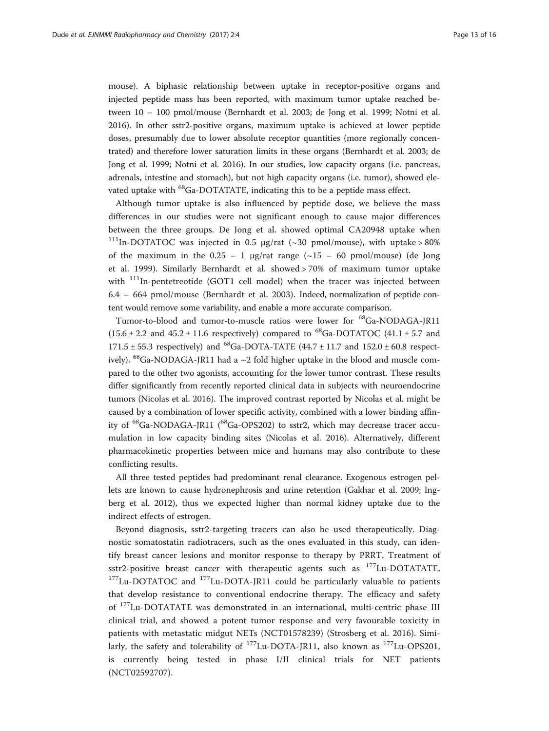mouse). A biphasic relationship between uptake in receptor-positive organs and injected peptide mass has been reported, with maximum tumor uptake reached between 10 – 100 pmol/mouse (Bernhardt et al. 2003; de Jong et al. 1999; Notni et al. 2016). In other sstr2-positive organs, maximum uptake is achieved at lower peptide doses, presumably due to lower absolute receptor quantities (more regionally concentrated) and therefore lower saturation limits in these organs (Bernhardt et al. 2003; de Jong et al. 1999; Notni et al. 2016). In our studies, low capacity organs (i.e. pancreas, adrenals, intestine and stomach), but not high capacity organs (i.e. tumor), showed elevated uptake with $^{68}$Ga-DOTATATE, indicating this to be a peptide mass effect.

Although tumor uptake is also influenced by peptide dose, we believe the mass differences in our studies were not significant enough to cause major differences between the three groups. De Jong et al. showed optimal CA20948 uptake when $^{111}$In-DOTATOC was injected in 0.5 μg/rat (~30 pmol/mouse), with uptake > 80% of the maximum in the 0.25 – 1 μg/rat range (~15 – 60 pmol/mouse) (de Jong et al. 1999). Similarly Bernhardt et al. showed > 70% of maximum tumor uptake with $^{111}$In-pentetreotide (GOT1 cell model) when the tracer was injected between 6.4 – 664 pmol/mouse (Bernhardt et al. 2003). Indeed, normalization of peptide content would remove some variability, and enable a more accurate comparison.

Tumor-to-blood and tumor-to-muscle ratios were lower for $^{68}$Ga-NODAGA-JR11 (15.6 ± 2.2 and 45.2 ± 11.6 respectively) compared to $^{68}$Ga-DOTATOC (41.1 ± 5.7 and 171.5 ± 55.3 respectively) and $^{68}$Ga-DOTA-TATE (44.7 ± 11.7 and 152.0 ± 60.8 respectively). $^{68}$Ga-NODAGA-JR11 had a ~2 fold higher uptake in the blood and muscle compared to the other two agonists, accounting for the lower tumor contrast. These results differ significantly from recently reported clinical data in subjects with neuroendocrine tumors (Nicolas et al. 2016). The improved contrast reported by Nicolas et al. might be caused by a combination of lower specific activity, combined with a lower binding affinity of $^{68}$Ga-NODAGA-JR11 ($^{68}$Ga-OPS202) to sstr2, which may decrease tracer accumulation in low capacity binding sites (Nicolas et al. 2016). Alternatively, different pharmacokinetic properties between mice and humans may also contribute to these conflicting results.

All three tested peptides had predominant renal clearance. Exogenous estrogen pellets are known to cause hydronephrosis and urine retention (Gakhar et al. 2009; Ingberg et al. 2012), thus we expected higher than normal kidney uptake due to the indirect effects of estrogen.

Beyond diagnosis, sstr2-targeting tracers can also be used therapeutically. Diagnostic somatostatin radiotracers, such as the ones evaluated in this study, can identify breast cancer lesions and monitor response to therapy by PRRT. Treatment of sstr2-positive breast cancer with therapeutic agents such as $^{177}$Lu-DOTATATE, $^{177}$Lu-DOTATOC and $^{177}$Lu-DOTA-JR11 could be particularly valuable to patients that develop resistance to conventional endocrine therapy. The efficacy and safety of $^{177}$Lu-DOTATATE was demonstrated in an international, multi-centric phase III clinical trial, and showed a potent tumor response and very favourable toxicity in patients with metastatic midgut NETs (NCT01578239) (Strosberg et al. 2016). Similarly, the safety and tolerability of $^{177}$Lu-DOTA-JR11, also known as $^{177}$Lu-OPS201, is currently being tested in phase I/II clinical trials for NET patients (NCT02592707).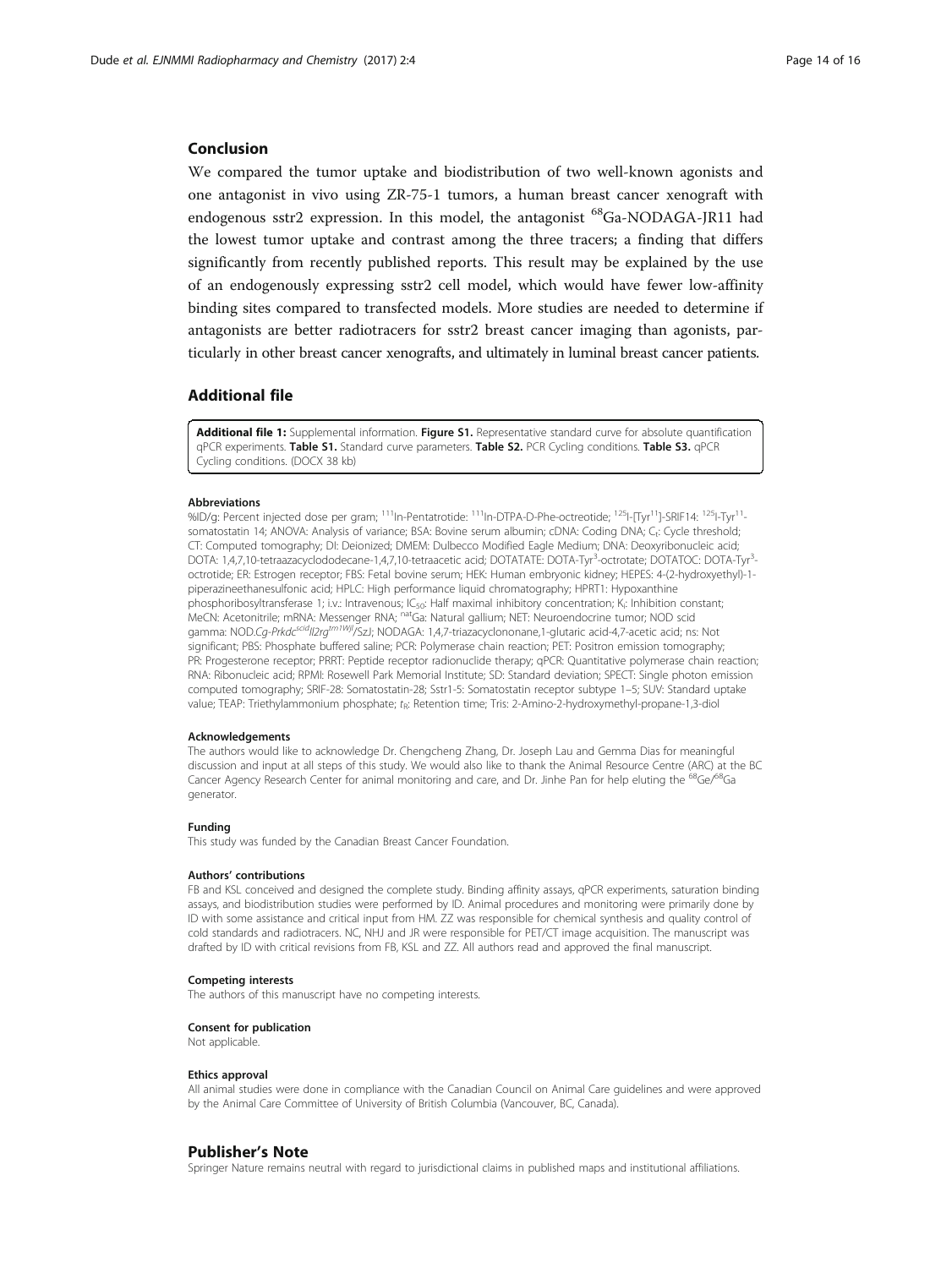## Conclusion

We compared the tumor uptake and biodistribution of two well-known agonists and one antagonist in vivo using ZR-75-1 tumors, a human breast cancer xenograft with endogenous sstr2 expression. In this model, the antagonist $^{68}$Ga-NODAGA-JR11 had the lowest tumor uptake and contrast among the three tracers; a finding that differs significantly from recently published reports. This result may be explained by the use of an endogenously expressing sstr2 cell model, which would have fewer low-affinity binding sites compared to transfected models. More studies are needed to determine if antagonists are better radiotracers for sstr2 breast cancer imaging than agonists, particularly in other breast cancer xenografts, and ultimately in luminal breast cancer patients.

## Additional file

**Additional file 1:** Supplemental information. **Figure S1.** Representative standard curve for absolute quantification qPCR experiments. **Table S1.** Standard curve parameters. **Table S2.** PCR Cycling conditions. **Table S3.** qPCR Cycling conditions. (DOCX 38 kb)

#### Abbreviations

%ID/g: Percent injected dose per gram; $^{111}$In-Pentatrotide: $^{111}$In-DTPA-D-Phe-octreotide; $^{125}$I-[Tyr$^{11}$]-SRIF14: $^{125}$I-Tyr$^{11}$-somatostatin 14; ANOVA: Analysis of variance; BSA: Bovine serum albumin; cDNA: Coding DNA; $C_t$: Cycle threshold; CT: Computed tomography; DI: Deionized; DMEM: Dulbecco Modified Eagle Medium; DNA: Deoxyribonucleic acid; DOTA: 1,4,7,10-tetraazacyclododecane-1,4,7,10-tetraacetic acid; DOTATATE: DOTA-Tyr$^3$-octrotate; DOTATOC: DOTA-Tyr$^3$-octrotide; ER: Estrogen receptor; FBS: Fetal bovine serum; HEK: Human embryonic kidney; HEPES: 4-(2-hydroxyethyl)-1-piperazineethanesulfonic acid; HPLC: High performance liquid chromatography; HPRT1: Hypoxanthine phosphoribosyltransferase 1; i.v.: Intravenous; $IC_{50}$: Half maximal inhibitory concentration; $K_i$: Inhibition constant; MeCN: Acetonitrile; mRNA: Messenger RNA; $^{nat}$Ga: Natural gallium; NET: Neuroendocrine tumor; NOD scid gamma: NOD.*Cg-Prkdc*$^{scid}$*Il2rg*$^{tm1Wjl}$/SzJ; NODAGA: 1,4,7-triazacyclononane,1-glutaric acid-4,7-acetic acid; ns: Not significant; PBS: Phosphate buffered saline; PCR: Polymerase chain reaction; PET: Positron emission tomography; PR: Progesterone receptor; PRRT: Peptide receptor radionuclide therapy; qPCR: Quantitative polymerase chain reaction; RNA: Ribonucleic acid; RPMI: Rosewell Park Memorial Institute; SD: Standard deviation; SPECT: Single photon emission computed tomography; SRIF-28: Somatostatin-28; Sstr1-5: Somatostatin receptor subtype 1–5; SUV: Standard uptake value; TEAP: Triethylammonium phosphate; $t_R$: Retention time; Tris: 2-Amino-2-hydroxymethyl-propane-1,3-diol

#### Acknowledgements

The authors would like to acknowledge Dr. Chengcheng Zhang, Dr. Joseph Lau and Gemma Dias for meaningful discussion and input at all steps of this study. We would also like to thank the Animal Resource Centre (ARC) at the BC Cancer Agency Research Center for animal monitoring and care, and Dr. Jinhe Pan for help eluting the $^{68}$Ge/$^{68}$Ga generator.

#### Funding

This study was funded by the Canadian Breast Cancer Foundation.

#### Authors' contributions

FB and KSL conceived and designed the complete study. Binding affinity assays, qPCR experiments, saturation binding assays, and biodistribution studies were performed by ID. Animal procedures and monitoring were primarily done by ID with some assistance and critical input from HM. ZZ was responsible for chemical synthesis and quality control of cold standards and radiotracers. NC, NHJ and JR were responsible for PET/CT image acquisition. The manuscript was drafted by ID with critical revisions from FB, KSL and ZZ. All authors read and approved the final manuscript.

#### Competing interests

The authors of this manuscript have no competing interests.

#### Consent for publication

Not applicable.

#### Ethics approval

All animal studies were done in compliance with the Canadian Council on Animal Care guidelines and were approved by the Animal Care Committee of University of British Columbia (Vancouver, BC, Canada).

## Publisher's Note

Springer Nature remains neutral with regard to jurisdictional claims in published maps and institutional affiliations.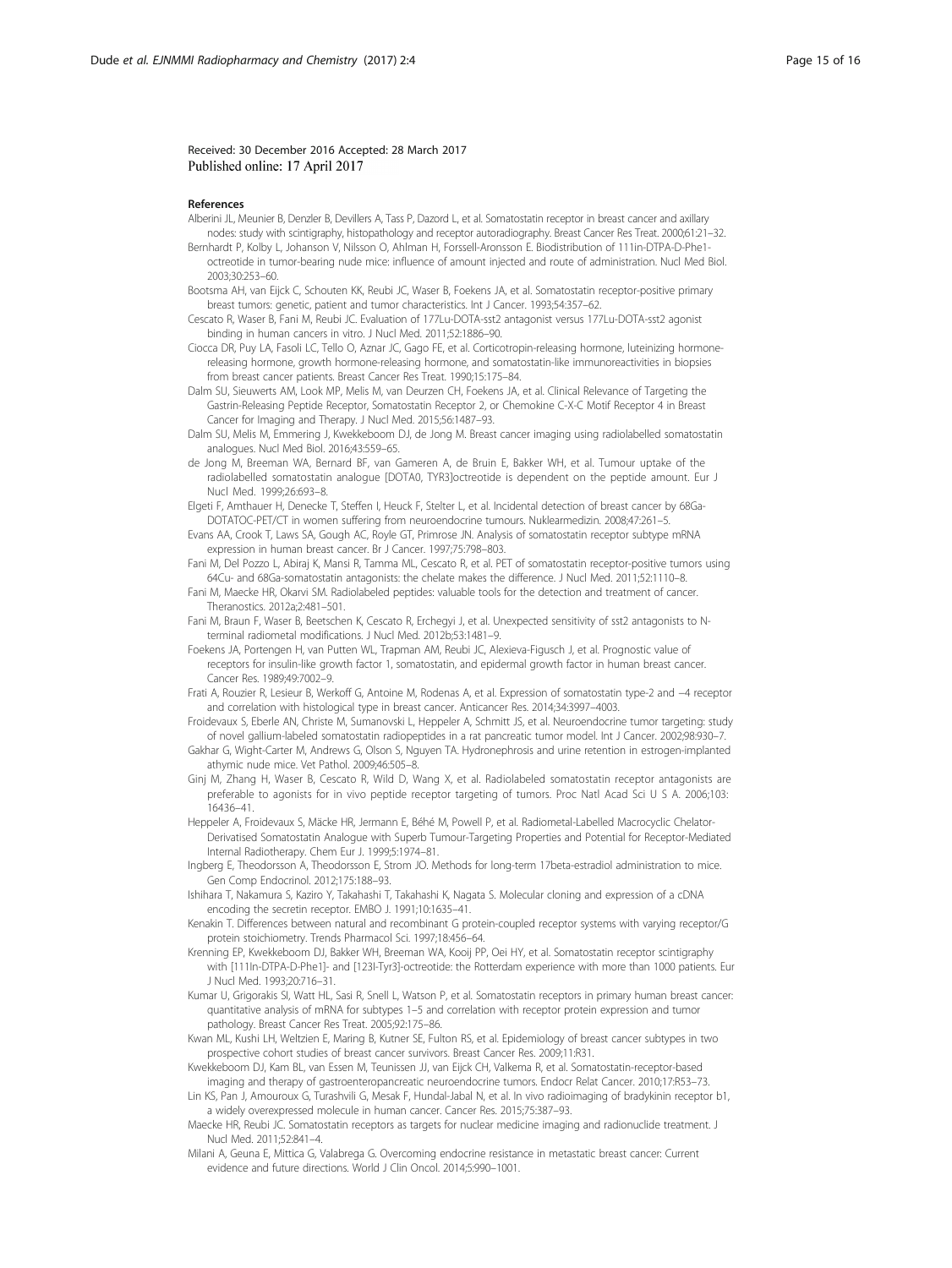Received: 30 December 2016 Accepted: 28 March 2017
Published online: 17 April 2017

## References

Alberini JL, Meunier B, Denzler B, Devillers A, Tass P, Dazord L, et al. Somatostatin receptor in breast cancer and axillary nodes: study with scintigraphy, histopathology and receptor autoradiography. Breast Cancer Res Treat. 2000;61:21–32.

Bernhardt P, Kolby L, Johanson V, Nilsson O, Ahlman H, Forssell-Aronsson E. Biodistribution of 111in-DTPA-D-Phe1-octreotide in tumor-bearing nude mice: influence of amount injected and route of administration. Nucl Med Biol. 2003;30:253–60.

Bootsma AH, van Eijck C, Schouten KK, Reubi JC, Waser B, Foekens JA, et al. Somatostatin receptor-positive primary breast tumors: genetic, patient and tumor characteristics. Int J Cancer. 1993;54:357–62.

Cescato R, Waser B, Fani M, Reubi JC. Evaluation of 177Lu-DOTA-sst2 antagonist versus 177Lu-DOTA-sst2 agonist binding in human cancers in vitro. J Nucl Med. 2011;52:1886–90.

Ciocca DR, Puy LA, Fasoli LC, Tello O, Aznar JC, Gago FE, et al. Corticotropin-releasing hormone, luteinizing hormone-releasing hormone, growth hormone-releasing hormone, and somatostatin-like immunoreactivities in biopsies from breast cancer patients. Breast Cancer Res Treat. 1990;15:175–84.

Dalm SU, Sieuwerts AM, Look MP, Melis M, van Deurzen CH, Foekens JA, et al. Clinical Relevance of Targeting the Gastrin-Releasing Peptide Receptor, Somatostatin Receptor 2, or Chemokine C-X-C Motif Receptor 4 in Breast Cancer for Imaging and Therapy. J Nucl Med. 2015;56:1487–93.

Dalm SU, Melis M, Emmering J, Kwekkeboom DJ, de Jong M. Breast cancer imaging using radiolabelled somatostatin analogues. Nucl Med Biol. 2016;43:559–65.

de Jong M, Breeman WA, Bernard BF, van Gameren A, de Bruin E, Bakker WH, et al. Tumour uptake of the radiolabelled somatostatin analogue [DOTA0, TYR3]octreotide is dependent on the peptide amount. Eur J Nucl Med. 1999;26:693–8.

Elgeti F, Amthauer H, Denecke T, Steffen I, Heuck F, Stelter L, et al. Incidental detection of breast cancer by 68Ga-DOTATOC-PET/CT in women suffering from neuroendocrine tumours. Nuklearmedizin. 2008;47:261–5.

Evans AA, Crook T, Laws SA, Gough AC, Royle GT, Primrose JN. Analysis of somatostatin receptor subtype mRNA expression in human breast cancer. Br J Cancer. 1997;75:798–803.

Fani M, Del Pozzo L, Abiraj K, Mansi R, Tamma ML, Cescato R, et al. PET of somatostatin receptor-positive tumors using 64Cu- and 68Ga-somatostatin antagonists: the chelate makes the difference. J Nucl Med. 2011;52:1110–8.

Fani M, Maecke HR, Okarvi SM. Radiolabeled peptides: valuable tools for the detection and treatment of cancer. Theranostics. 2012a;2:481–501.

Fani M, Braun F, Waser B, Beetschen K, Cescato R, Erchegyi J, et al. Unexpected sensitivity of sst2 antagonists to N-terminal radiometal modifications. J Nucl Med. 2012b;53:1481–9.

Foekens JA, Portengen H, van Putten WL, Trapman AM, Reubi JC, Alexieva-Figusch J, et al. Prognostic value of receptors for insulin-like growth factor 1, somatostatin, and epidermal growth factor in human breast cancer. Cancer Res. 1989;49:7002–9.

Frati A, Rouzier R, Lesieur B, Werkoff G, Antoine M, Rodenas A, et al. Expression of somatostatin type-2 and −4 receptor and correlation with histological type in breast cancer. Anticancer Res. 2014;34:3997–4003.

Froidevaux S, Eberle AN, Christe M, Sumanovski L, Heppeler A, Schmitt JS, et al. Neuroendocrine tumor targeting: study of novel gallium-labeled somatostatin radiopeptides in a rat pancreatic tumor model. Int J Cancer. 2002;98:930–7.

Gakhar G, Wight-Carter M, Andrews G, Olson S, Nguyen TA. Hydronephrosis and urine retention in estrogen-implanted athymic nude mice. Vet Pathol. 2009;46:505–8.

Ginj M, Zhang H, Waser B, Cescato R, Wild D, Wang X, et al. Radiolabeled somatostatin receptor antagonists are preferable to agonists for in vivo peptide receptor targeting of tumors. Proc Natl Acad Sci U S A. 2006;103:16436–41.

Heppeler A, Froidevaux S, Mäcke HR, Jermann E, Béhé M, Powell P, et al. Radiometal-Labelled Macrocyclic Chelator-Derivatised Somatostatin Analogue with Superb Tumour-Targeting Properties and Potential for Receptor-Mediated Internal Radiotherapy. Chem Eur J. 1999;5:1974–81.

Ingberg E, Theodorsson A, Theodorsson E, Strom JO. Methods for long-term 17beta-estradiol administration to mice. Gen Comp Endocrinol. 2012;175:188–93.

Ishihara T, Nakamura S, Kaziro Y, Takahashi T, Takahashi K, Nagata S. Molecular cloning and expression of a cDNA encoding the secretin receptor. EMBO J. 1991;10:1635–41.

Kenakin T. Differences between natural and recombinant G protein-coupled receptor systems with varying receptor/G protein stoichiometry. Trends Pharmacol Sci. 1997;18:456–64.

Krenning EP, Kwekkeboom DJ, Bakker WH, Breeman WA, Kooij PP, Oei HY, et al. Somatostatin receptor scintigraphy with [111In-DTPA-D-Phe1]- and [123I-Tyr3]-octreotide: the Rotterdam experience with more than 1000 patients. Eur J Nucl Med. 1993;20:716–31.

Kumar U, Grigorakis SI, Watt HL, Sasi R, Snell L, Watson P, et al. Somatostatin receptors in primary human breast cancer: quantitative analysis of mRNA for subtypes 1–5 and correlation with receptor protein expression and tumor pathology. Breast Cancer Res Treat. 2005;92:175–86.

Kwan ML, Kushi LH, Weltzien E, Maring B, Kutner SE, Fulton RS, et al. Epidemiology of breast cancer subtypes in two prospective cohort studies of breast cancer survivors. Breast Cancer Res. 2009;11:R31.

Kwekkeboom DJ, Kam BL, van Essen M, Teunissen JJ, van Eijck CH, Valkema R, et al. Somatostatin-receptor-based imaging and therapy of gastroenteropancreatic neuroendocrine tumors. Endocr Relat Cancer. 2010;17:R53–73.

Lin KS, Pan J, Amouroux G, Turashvili G, Mesak F, Hundal-Jabal N, et al. In vivo radioimaging of bradykinin receptor b1, a widely overexpressed molecule in human cancer. Cancer Res. 2015;75:387–93.

Maecke HR, Reubi JC. Somatostatin receptors as targets for nuclear medicine imaging and radionuclide treatment. J Nucl Med. 2011;52:841–4.

Milani A, Geuna E, Mittica G, Valabrega G. Overcoming endocrine resistance in metastatic breast cancer: Current evidence and future directions. World J Clin Oncol. 2014;5:990–1001.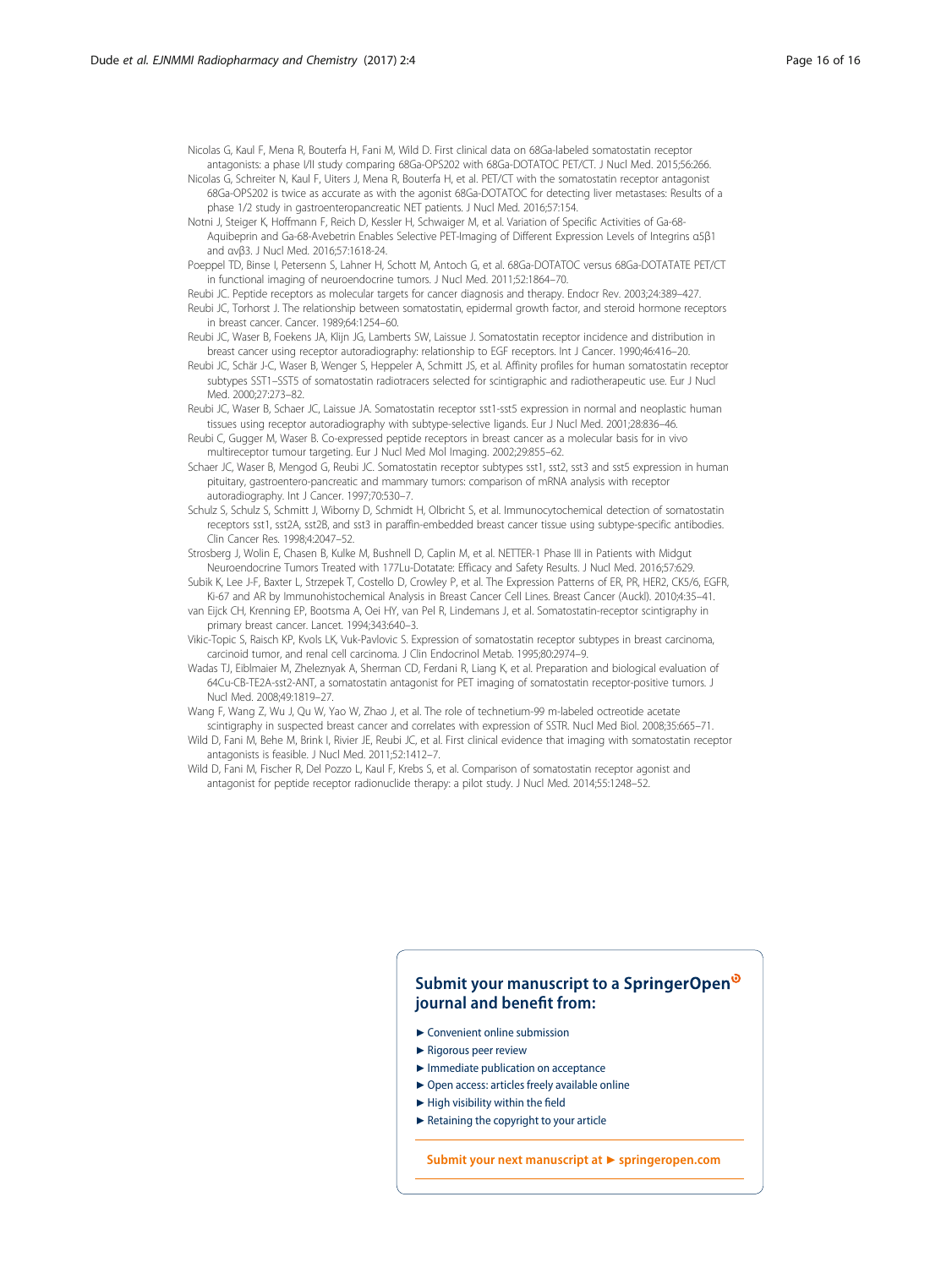Nicolas G, Kaul F, Mena R, Bouterfa H, Fani M, Wild D. First clinical data on 68Ga-labeled somatostatin receptor antagonists: a phase I/II study comparing 68Ga-OPS202 with 68Ga-DOTATOC PET/CT. J Nucl Med. 2015;56:266.

Nicolas G, Schreiter N, Kaul F, Uiters J, Mena R, Bouterfa H, et al. PET/CT with the somatostatin receptor antagonist 68Ga-OPS202 is twice as accurate as with the agonist 68Ga-DOTATOC for detecting liver metastases: Results of a phase 1/2 study in gastroenteropancreatic NET patients. J Nucl Med. 2016;57:154.

Notni J, Steiger K, Hoffmann F, Reich D, Kessler H, Schwaiger M, et al. Variation of Specific Activities of Ga-68-Aquibeprin and Ga-68-Avebetrin Enables Selective PET-Imaging of Different Expression Levels of Integrins α5β1 and αvβ3. J Nucl Med. 2016;57:1618-24.

Poeppel TD, Binse I, Petersenn S, Lahner H, Schott M, Antoch G, et al. 68Ga-DOTATOC versus 68Ga-DOTATATE PET/CT in functional imaging of neuroendocrine tumors. J Nucl Med. 2011;52:1864–70.

Reubi JC. Peptide receptors as molecular targets for cancer diagnosis and therapy. Endocr Rev. 2003;24:389–427.

Reubi JC, Torhorst J. The relationship between somatostatin, epidermal growth factor, and steroid hormone receptors in breast cancer. Cancer. 1989;64:1254–60.

Reubi JC, Waser B, Foekens JA, Klijn JG, Lamberts SW, Laissue J. Somatostatin receptor incidence and distribution in breast cancer using receptor autoradiography: relationship to EGF receptors. Int J Cancer. 1990;46:416–20.

Reubi JC, Schär J-C, Waser B, Wenger S, Heppeler A, Schmitt JS, et al. Affinity profiles for human somatostatin receptor subtypes SST1–SST5 of somatostatin radiotracers selected for scintigraphic and radiotherapeutic use. Eur J Nucl Med. 2000;27:273–82.

Reubi JC, Waser B, Schaer JC, Laissue JA. Somatostatin receptor sst1-sst5 expression in normal and neoplastic human tissues using receptor autoradiography with subtype-selective ligands. Eur J Nucl Med. 2001;28:836–46.

Reubi C, Gugger M, Waser B. Co-expressed peptide receptors in breast cancer as a molecular basis for in vivo multireceptor tumour targeting. Eur J Nucl Med Mol Imaging. 2002;29:855–62.

Schaer JC, Waser B, Mengod G, Reubi JC. Somatostatin receptor subtypes sst1, sst2, sst3 and sst5 expression in human pituitary, gastroentero-pancreatic and mammary tumors: comparison of mRNA analysis with receptor autoradiography. Int J Cancer. 1997;70:530–7.

Schulz S, Schulz S, Schmitt J, Wiborny D, Schmidt H, Olbricht S, et al. Immunocytochemical detection of somatostatin receptors sst1, sst2A, sst2B, and sst3 in paraffin-embedded breast cancer tissue using subtype-specific antibodies. Clin Cancer Res. 1998;4:2047–52.

Strosberg J, Wolin E, Chasen B, Kulke M, Bushnell D, Caplin M, et al. NETTER-1 Phase III in Patients with Midgut Neuroendocrine Tumors Treated with 177Lu-Dotatate: Efficacy and Safety Results. J Nucl Med. 2016;57:629.

Subik K, Lee J-F, Baxter L, Strzepek T, Costello D, Crowley P, et al. The Expression Patterns of ER, PR, HER2, CK5/6, EGFR, Ki-67 and AR by Immunohistochemical Analysis in Breast Cancer Cell Lines. Breast Cancer (Auckl). 2010;4:35–41.

van Eijck CH, Krenning EP, Bootsma A, Oei HY, van Pel R, Lindemans J, et al. Somatostatin-receptor scintigraphy in primary breast cancer. Lancet. 1994;343:640–3.

Vikic-Topic S, Raisch KP, Kvols LK, Vuk-Pavlovic S. Expression of somatostatin receptor subtypes in breast carcinoma, carcinoid tumor, and renal cell carcinoma. J Clin Endocrinol Metab. 1995;80:2974–9.

Wadas TJ, Eiblmaier M, Zheleznyak A, Sherman CD, Ferdani R, Liang K, et al. Preparation and biological evaluation of 64Cu-CB-TE2A-sst2-ANT, a somatostatin antagonist for PET imaging of somatostatin receptor-positive tumors. J Nucl Med. 2008;49:1819–27.

Wang F, Wang Z, Wu J, Qu W, Yao W, Zhao J, et al. The role of technetium-99 m-labeled octreotide acetate scintigraphy in suspected breast cancer and correlates with expression of SSTR. Nucl Med Biol. 2008;35:665–71.

Wild D, Fani M, Behe M, Brink I, Rivier JE, Reubi JC, et al. First clinical evidence that imaging with somatostatin receptor antagonists is feasible. J Nucl Med. 2011;52:1412–7.

Wild D, Fani M, Fischer R, Del Pozzo L, Kaul F, Krebs S, et al. Comparison of somatostatin receptor agonist and antagonist for peptide receptor radionuclide therapy: a pilot study. J Nucl Med. 2014;55:1248–52.

**Submit your manuscript to a SpringerOpen journal and benefit from:**

- ► Convenient online submission
- ► Rigorous peer review
- ► Immediate publication on acceptance
- ► Open access: articles freely available online
- ► High visibility within the field
- ► Retaining the copyright to your article

**Submit your next manuscript at ► springeropen.com**